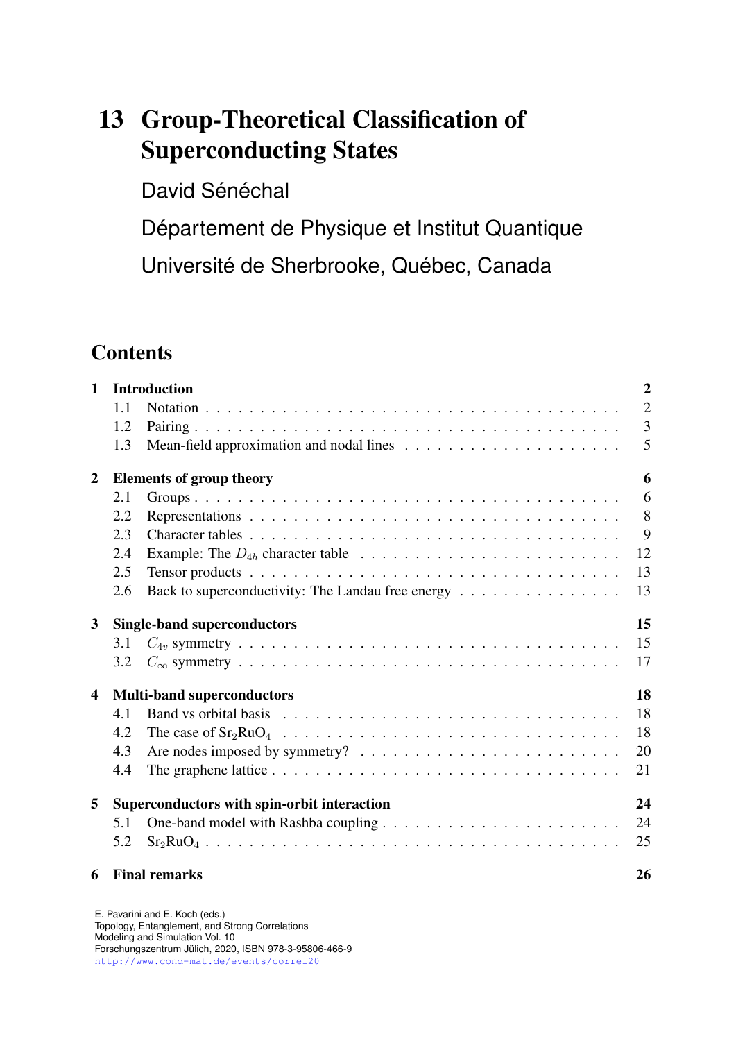# 13 Group-Theoretical Classification of Superconducting States

David Sénéchal

Département de Physique et Institut Quantique

Université de Sherbrooke, Québec, Canada

## Contents

| | | |
|---|---|---|
| **1** | **Introduction** | **2** |
| 1.1 | Notation | 2 |
| 1.2 | Pairing | 3 |
| 1.3 | Mean-field approximation and nodal lines | 5 |
| **2** | **Elements of group theory** | **6** |
| 2.1 | Groups | 6 |
| 2.2 | Representations | 8 |
| 2.3 | Character tables | 9 |
| 2.4 | Example: The $D_{4h}$ character table | 12 |
| 2.5 | Tensor products | 13 |
| 2.6 | Back to superconductivity: The Landau free energy | 13 |
| **3** | **Single-band superconductors** | **15** |
| 3.1 | $C_{4v}$ symmetry | 15 |
| 3.2 | $C_\infty$ symmetry | 17 |
| **4** | **Multi-band superconductors** | **18** |
| 4.1 | Band vs orbital basis | 18 |
| 4.2 | The case of $Sr_2RuO_4$ | 18 |
| 4.3 | Are nodes imposed by symmetry? | 20 |
| 4.4 | The graphene lattice | 21 |
| **5** | **Superconductors with spin-orbit interaction** | **24** |
| 5.1 | One-band model with Rashba coupling | 24 |
| 5.2 | $Sr_2RuO_4$ | 25 |
| **6** | **Final remarks** | **26** |

E. Pavarini and E. Koch (eds.)
Topology, Entanglement, and Strong Correlations
Modeling and Simulation Vol. 10
Forschungszentrum Jülich, 2020, ISBN 978-3-95806-466-9
http://www.cond-mat.de/events/correl20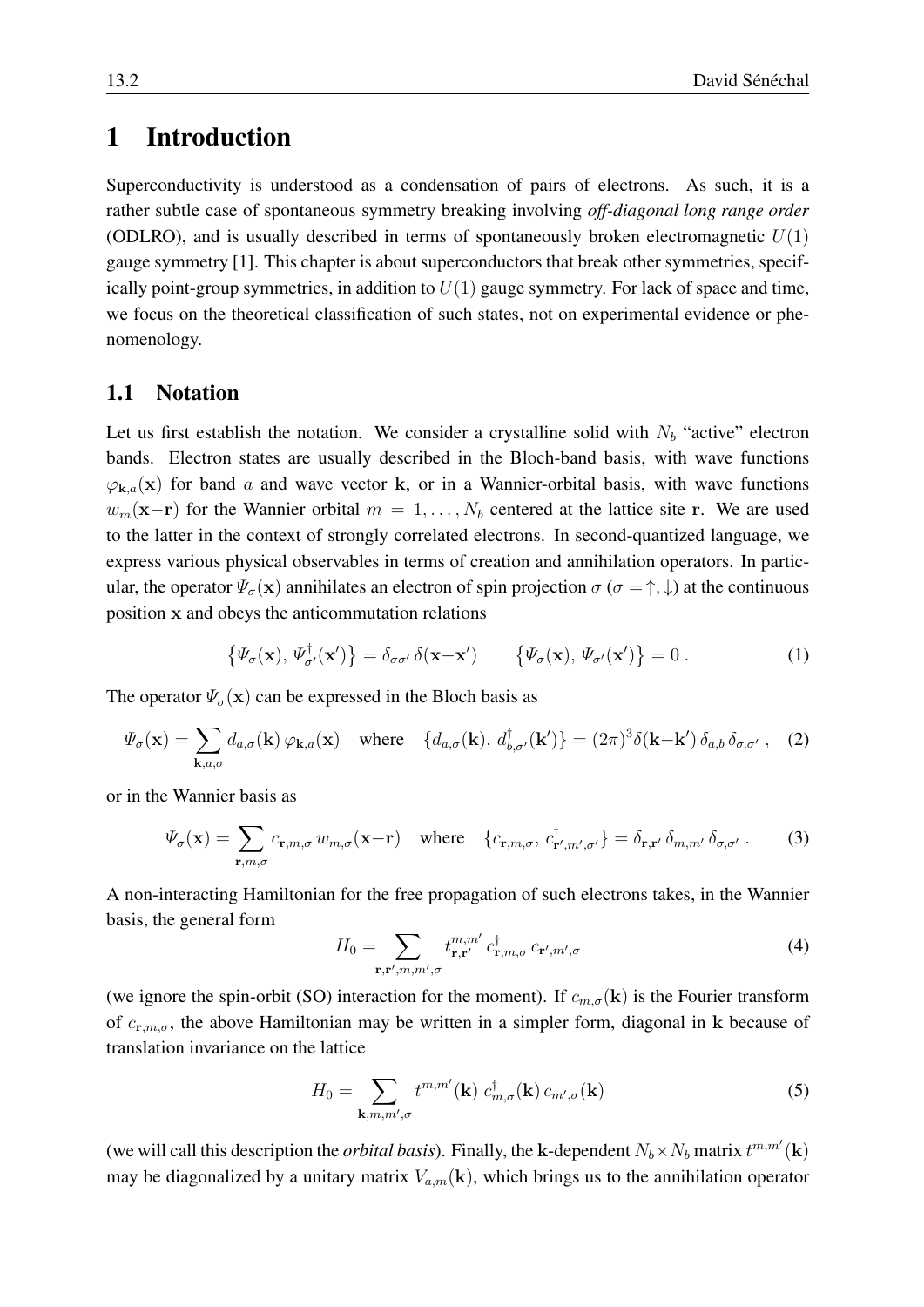# 1 Introduction

Superconductivity is understood as a condensation of pairs of electrons. As such, it is a rather subtle case of spontaneous symmetry breaking involving *off-diagonal long range order* (ODLRO), and is usually described in terms of spontaneously broken electromagnetic $U(1)$ gauge symmetry [1]. This chapter is about superconductors that break other symmetries, specifically point-group symmetries, in addition to $U(1)$ gauge symmetry. For lack of space and time, we focus on the theoretical classification of such states, not on experimental evidence or phenomenology.

## 1.1 Notation

Let us first establish the notation. We consider a crystalline solid with $N_b$ "active" electron bands. Electron states are usually described in the Bloch-band basis, with wave functions $\varphi_{\mathbf{k},a}(\mathbf{x})$ for band $a$ and wave vector $\mathbf{k}$, or in a Wannier-orbital basis, with wave functions $w_m(\mathbf{x}-\mathbf{r})$ for the Wannier orbital $m = 1, \dots, N_b$ centered at the lattice site $\mathbf{r}$. We are used to the latter in the context of strongly correlated electrons. In second-quantized language, we express various physical observables in terms of creation and annihilation operators. In particular, the operator $\Psi_\sigma(\mathbf{x})$ annihilates an electron of spin projection $\sigma$ ($\sigma = \uparrow, \downarrow$) at the continuous position $\mathbf{x}$ and obeys the anticommutation relations

$$\left\{\Psi_\sigma(\mathbf{x}), \Psi^\dagger_{\sigma'}(\mathbf{x}')\right\} = \delta_{\sigma\sigma'}\,\delta(\mathbf{x}-\mathbf{x}') \qquad \left\{\Psi_\sigma(\mathbf{x}), \Psi_{\sigma'}(\mathbf{x}')\right\} = 0\,. \tag{1}$$

The operator $\Psi_\sigma(\mathbf{x})$ can be expressed in the Bloch basis as

$$\Psi_\sigma(\mathbf{x}) = \sum_{\mathbf{k},a,\sigma} d_{a,\sigma}(\mathbf{k})\,\varphi_{\mathbf{k},a}(\mathbf{x}) \quad \text{where} \quad \{d_{a,\sigma}(\mathbf{k}),\, d^\dagger_{b,\sigma'}(\mathbf{k}')\} = (2\pi)^3\delta(\mathbf{k}-\mathbf{k}')\,\delta_{a,b}\,\delta_{\sigma,\sigma'}\,, \tag{2}$$

or in the Wannier basis as

$$\Psi_\sigma(\mathbf{x}) = \sum_{\mathbf{r},m,\sigma} c_{\mathbf{r},m,\sigma}\,w_{m,\sigma}(\mathbf{x}-\mathbf{r}) \quad \text{where} \quad \{c_{\mathbf{r},m,\sigma},\, c^\dagger_{\mathbf{r}',m',\sigma'}\} = \delta_{\mathbf{r},\mathbf{r}'}\,\delta_{m,m'}\,\delta_{\sigma,\sigma'}\,. \tag{3}$$

A non-interacting Hamiltonian for the free propagation of such electrons takes, in the Wannier basis, the general form

$$H_0 = \sum_{\mathbf{r},\mathbf{r}',m,m',\sigma} t^{m,m'}_{\mathbf{r},\mathbf{r}'}\,c^\dagger_{\mathbf{r},m,\sigma}\,c_{\mathbf{r}',m',\sigma} \tag{4}$$

(we ignore the spin-orbit (SO) interaction for the moment). If $c_{m,\sigma}(\mathbf{k})$ is the Fourier transform of $c_{\mathbf{r},m,\sigma}$, the above Hamiltonian may be written in a simpler form, diagonal in $\mathbf{k}$ because of translation invariance on the lattice

$$H_0 = \sum_{\mathbf{k},m,m',\sigma} t^{m,m'}(\mathbf{k})\;c^\dagger_{m,\sigma}(\mathbf{k})\,c_{m',\sigma}(\mathbf{k}) \tag{5}$$

(we will call this description the *orbital basis*). Finally, the $\mathbf{k}$-dependent $N_b \times N_b$ matrix $t^{m,m'}(\mathbf{k})$ may be diagonalized by a unitary matrix $V_{a,m}(\mathbf{k})$, which brings us to the annihilation operator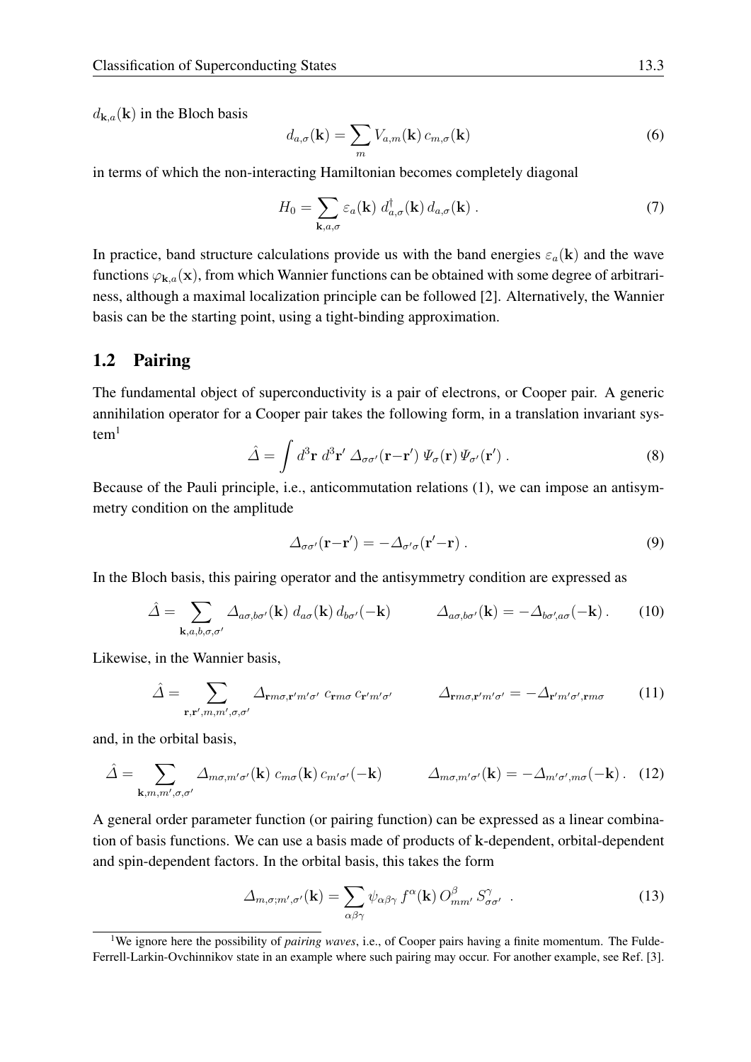$d_{\mathbf{k},a}(\mathbf{k})$ in the Bloch basis

$$d_{a,\sigma}(\mathbf{k}) = \sum_m V_{a,m}(\mathbf{k})\, c_{m,\sigma}(\mathbf{k}) \tag{6}$$

in terms of which the non-interacting Hamiltonian becomes completely diagonal

$$H_0 = \sum_{\mathbf{k},a,\sigma} \varepsilon_a(\mathbf{k})\; d^\dagger_{a,\sigma}(\mathbf{k})\, d_{a,\sigma}(\mathbf{k})\, . \tag{7}$$

In practice, band structure calculations provide us with the band energies $\varepsilon_a(\mathbf{k})$ and the wave functions $\varphi_{\mathbf{k},a}(\mathbf{x})$, from which Wannier functions can be obtained with some degree of arbitrariness, although a maximal localization principle can be followed [2]. Alternatively, the Wannier basis can be the starting point, using a tight-binding approximation.

## 1.2 Pairing

The fundamental object of superconductivity is a pair of electrons, or Cooper pair. A generic annihilation operator for a Cooper pair takes the following form, in a translation invariant system[1]

$$\hat{\Delta} = \int d^3\mathbf{r}\; d^3\mathbf{r}'\; \Delta_{\sigma\sigma'}(\mathbf{r}-\mathbf{r}')\; \Psi_\sigma(\mathbf{r})\, \Psi_{\sigma'}(\mathbf{r}')\, . \tag{8}$$

Because of the Pauli principle, i.e., anticommutation relations (1), we can impose an antisymmetry condition on the amplitude

$$\Delta_{\sigma\sigma'}(\mathbf{r}-\mathbf{r}') = -\Delta_{\sigma'\sigma}(\mathbf{r}'-\mathbf{r})\, . \tag{9}$$

In the Bloch basis, this pairing operator and the antisymmetry condition are expressed as

$$\hat{\Delta} = \sum_{\mathbf{k},a,b,\sigma,\sigma'} \Delta_{a\sigma,b\sigma'}(\mathbf{k})\; d_{a\sigma}(\mathbf{k})\, d_{b\sigma'}(-\mathbf{k}) \qquad\qquad \Delta_{a\sigma,b\sigma'}(\mathbf{k}) = -\Delta_{b\sigma',a\sigma}(-\mathbf{k})\, . \tag{10}$$

Likewise, in the Wannier basis,

$$\hat{\Delta} = \sum_{\mathbf{r},\mathbf{r}',m,m',\sigma,\sigma'} \Delta_{\mathbf{r}m\sigma,\mathbf{r}'m'\sigma'}\; c_{\mathbf{r}m\sigma}\, c_{\mathbf{r}'m'\sigma'} \qquad\qquad \Delta_{\mathbf{r}m\sigma,\mathbf{r}'m'\sigma'} = -\Delta_{\mathbf{r}'m'\sigma',\mathbf{r}m\sigma} \tag{11}$$

and, in the orbital basis,

$$\hat{\Delta} = \sum_{\mathbf{k},m,m',\sigma,\sigma'} \Delta_{m\sigma,m'\sigma'}(\mathbf{k})\; c_{m\sigma}(\mathbf{k})\, c_{m'\sigma'}(-\mathbf{k}) \qquad\qquad \Delta_{m\sigma,m'\sigma'}(\mathbf{k}) = -\Delta_{m'\sigma',m\sigma}(-\mathbf{k})\, . \tag{12}$$

A general order parameter function (or pairing function) can be expressed as a linear combination of basis functions. We can use a basis made of products of $\mathbf{k}$-dependent, orbital-dependent and spin-dependent factors. In the orbital basis, this takes the form

$$\Delta_{m,\sigma;m',\sigma'}(\mathbf{k}) = \sum_{\alpha\beta\gamma} \psi_{\alpha\beta\gamma}\, f^\alpha(\mathbf{k})\, O^\beta_{mm'}\, S^\gamma_{\sigma\sigma'}\ \ . \tag{13}$$

[1] We ignore here the possibility of *pairing waves*, i.e., of Cooper pairs having a finite momentum. The Fulde-Ferrell-Larkin-Ovchinnikov state in an example where such pairing may occur. For another example, see Ref. [3].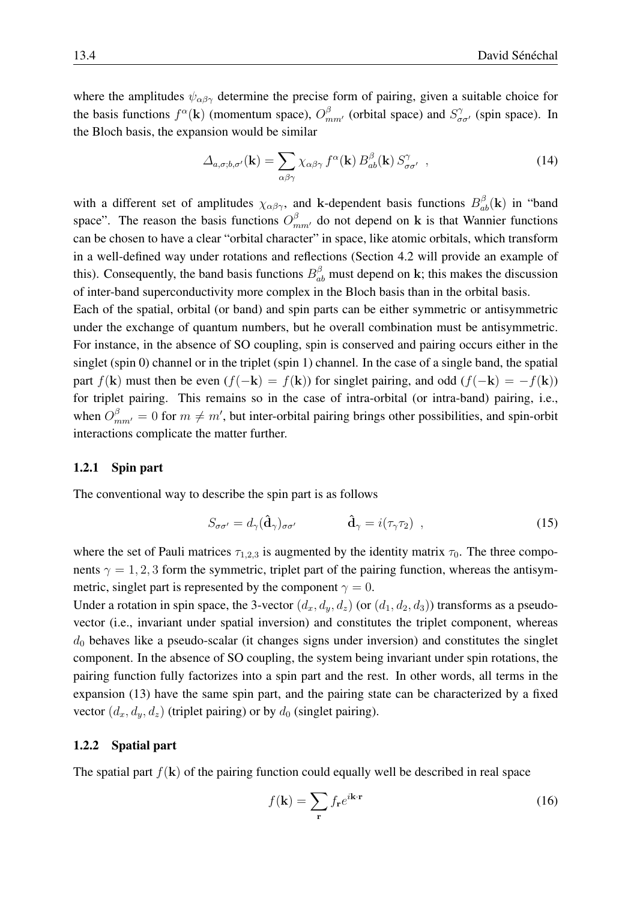where the amplitudes $\psi_{\alpha\beta\gamma}$ determine the precise form of pairing, given a suitable choice for the basis functions $f^\alpha(\mathbf{k})$ (momentum space), $O^\beta_{mm'}$ (orbital space) and $S^\gamma_{\sigma\sigma'}$ (spin space). In the Bloch basis, the expansion would be similar

$$\Delta_{a,\sigma;b,\sigma'}(\mathbf{k}) = \sum_{\alpha\beta\gamma} \chi_{\alpha\beta\gamma}\, f^\alpha(\mathbf{k})\, B^\beta_{ab}(\mathbf{k})\, S^\gamma_{\sigma\sigma'} \ , \tag{14}$$

with a different set of amplitudes $\chi_{\alpha\beta\gamma}$, and $\mathbf{k}$-dependent basis functions $B^\beta_{ab}(\mathbf{k})$ in "band space". The reason the basis functions $O^\beta_{mm'}$ do not depend on $\mathbf{k}$ is that Wannier functions can be chosen to have a clear "orbital character" in space, like atomic orbitals, which transform in a well-defined way under rotations and reflections (Section 4.2 will provide an example of this). Consequently, the band basis functions $B^\beta_{ab}$ must depend on $\mathbf{k}$; this makes the discussion of inter-band superconductivity more complex in the Bloch basis than in the orbital basis.

Each of the spatial, orbital (or band) and spin parts can be either symmetric or antisymmetric under the exchange of quantum numbers, but he overall combination must be antisymmetric. For instance, in the absence of SO coupling, spin is conserved and pairing occurs either in the singlet (spin 0) channel or in the triplet (spin 1) channel. In the case of a single band, the spatial part $f(\mathbf{k})$ must then be even ($f(-\mathbf{k}) = f(\mathbf{k})$) for singlet pairing, and odd ($f(-\mathbf{k}) = -f(\mathbf{k})$) for triplet pairing. This remains so in the case of intra-orbital (or intra-band) pairing, i.e., when $O^\beta_{mm'} = 0$ for $m \neq m'$, but inter-orbital pairing brings other possibilities, and spin-orbit interactions complicate the matter further.

### 1.2.1 Spin part

The conventional way to describe the spin part is as follows

$$S_{\sigma\sigma'} = d_\gamma(\hat{\mathbf{d}}_\gamma)_{\sigma\sigma'} \qquad\qquad \hat{\mathbf{d}}_\gamma = i(\tau_\gamma\tau_2) \ , \tag{15}$$

where the set of Pauli matrices $\tau_{1,2,3}$ is augmented by the identity matrix $\tau_0$. The three components $\gamma = 1, 2, 3$ form the symmetric, triplet part of the pairing function, whereas the antisymmetric, singlet part is represented by the component $\gamma = 0$.

Under a rotation in spin space, the 3-vector $(d_x, d_y, d_z)$ (or $(d_1, d_2, d_3)$) transforms as a pseudo-vector (i.e., invariant under spatial inversion) and constitutes the triplet component, whereas $d_0$ behaves like a pseudo-scalar (it changes signs under inversion) and constitutes the singlet component. In the absence of SO coupling, the system being invariant under spin rotations, the pairing function fully factorizes into a spin part and the rest. In other words, all terms in the expansion (13) have the same spin part, and the pairing state can be characterized by a fixed vector $(d_x, d_y, d_z)$ (triplet pairing) or by $d_0$ (singlet pairing).

### 1.2.2 Spatial part

The spatial part $f(\mathbf{k})$ of the pairing function could equally well be described in real space

$$f(\mathbf{k}) = \sum_{\mathbf{r}} f_{\mathbf{r}} e^{i\mathbf{k}\cdot\mathbf{r}} \tag{16}$$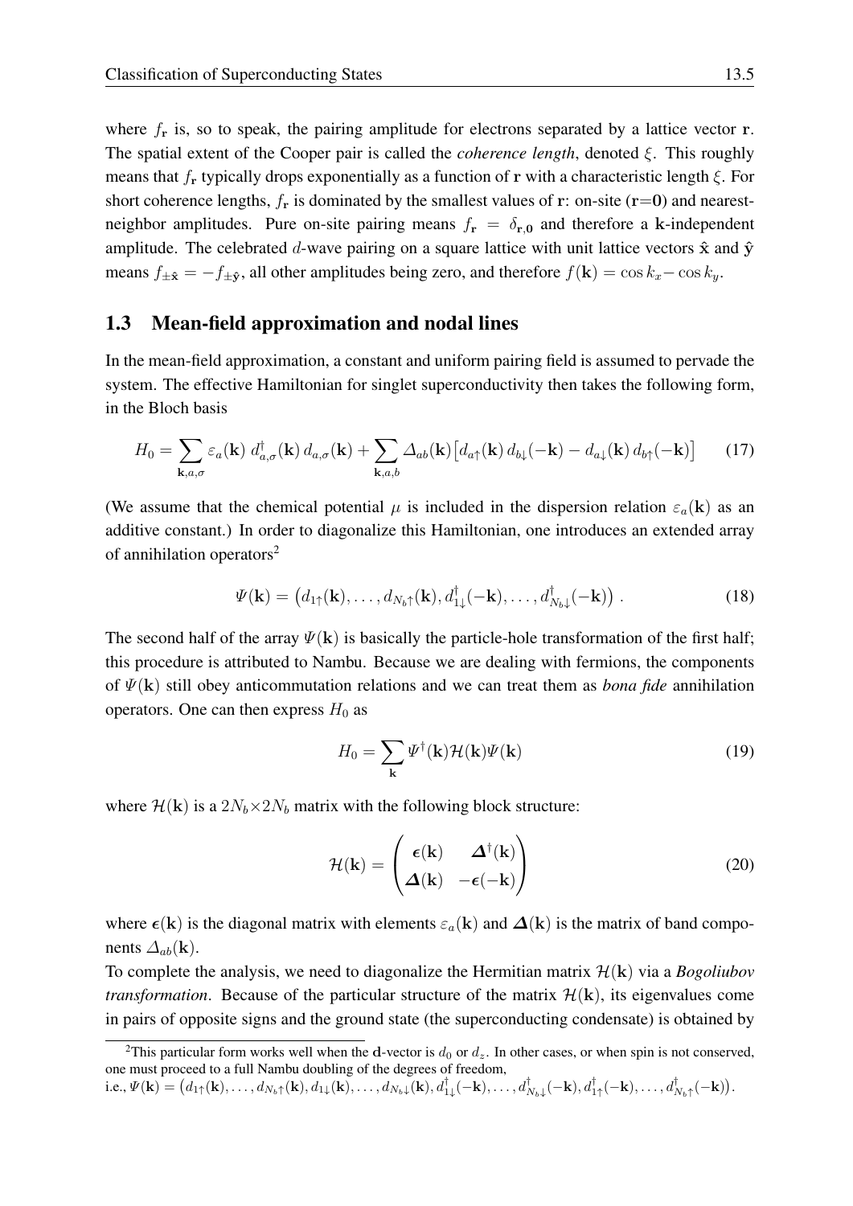where $f_{\mathbf{r}}$ is, so to speak, the pairing amplitude for electrons separated by a lattice vector $\mathbf{r}$. The spatial extent of the Cooper pair is called the *coherence length*, denoted $\xi$. This roughly means that $f_{\mathbf{r}}$ typically drops exponentially as a function of $\mathbf{r}$ with a characteristic length $\xi$. For short coherence lengths, $f_{\mathbf{r}}$ is dominated by the smallest values of $\mathbf{r}$: on-site ($\mathbf{r}$=$\mathbf{0}$) and nearest-neighbor amplitudes. Pure on-site pairing means $f_{\mathbf{r}} = \delta_{\mathbf{r},\mathbf{0}}$ and therefore a $\mathbf{k}$-independent amplitude. The celebrated $d$-wave pairing on a square lattice with unit lattice vectors $\hat{\mathbf{x}}$ and $\hat{\mathbf{y}}$ means $f_{\pm\hat{\mathbf{x}}} = -f_{\pm\hat{\mathbf{y}}}$, all other amplitudes being zero, and therefore $f(\mathbf{k}) = \cos k_x - \cos k_y$.

## 1.3 Mean-field approximation and nodal lines

In the mean-field approximation, a constant and uniform pairing field is assumed to pervade the system. The effective Hamiltonian for singlet superconductivity then takes the following form, in the Bloch basis

$$H_0 = \sum_{\mathbf{k},a,\sigma} \varepsilon_a(\mathbf{k})\, d^\dagger_{a,\sigma}(\mathbf{k})\, d_{a,\sigma}(\mathbf{k}) + \sum_{\mathbf{k},a,b} \varDelta_{ab}(\mathbf{k})\big[d_{a\uparrow}(\mathbf{k})\, d_{b\downarrow}(-\mathbf{k}) - d_{a\downarrow}(\mathbf{k})\, d_{b\uparrow}(-\mathbf{k})\big] \tag{17}$$

(We assume that the chemical potential $\mu$ is included in the dispersion relation $\varepsilon_a(\mathbf{k})$ as an additive constant.) In order to diagonalize this Hamiltonian, one introduces an extended array of annihilation operators[2]

$$\varPsi(\mathbf{k}) = \left(d_{1\uparrow}(\mathbf{k}), \dots, d_{N_b\uparrow}(\mathbf{k}), d^\dagger_{1\downarrow}(-\mathbf{k}), \dots, d^\dagger_{N_b\downarrow}(-\mathbf{k})\right) . \tag{18}$$

The second half of the array $\varPsi(\mathbf{k})$ is basically the particle-hole transformation of the first half; this procedure is attributed to Nambu. Because we are dealing with fermions, the components of $\varPsi(\mathbf{k})$ still obey anticommutation relations and we can treat them as *bona fide* annihilation operators. One can then express $H_0$ as

$$H_0 = \sum_{\mathbf{k}} \varPsi^\dagger(\mathbf{k})\mathcal{H}(\mathbf{k})\varPsi(\mathbf{k}) \tag{19}$$

where $\mathcal{H}(\mathbf{k})$ is a $2N_b{\times}2N_b$ matrix with the following block structure:

$$\mathcal{H}(\mathbf{k}) = \begin{pmatrix} \boldsymbol{\epsilon}(\mathbf{k}) & \boldsymbol{\varDelta}^\dagger(\mathbf{k}) \\ \boldsymbol{\varDelta}(\mathbf{k}) & -\boldsymbol{\epsilon}(-\mathbf{k}) \end{pmatrix} \tag{20}$$

where $\boldsymbol{\epsilon}(\mathbf{k})$ is the diagonal matrix with elements $\varepsilon_a(\mathbf{k})$ and $\boldsymbol{\varDelta}(\mathbf{k})$ is the matrix of band components $\varDelta_{ab}(\mathbf{k})$.

To complete the analysis, we need to diagonalize the Hermitian matrix $\mathcal{H}(\mathbf{k})$ via a *Bogoliubov transformation*. Because of the particular structure of the matrix $\mathcal{H}(\mathbf{k})$, its eigenvalues come in pairs of opposite signs and the ground state (the superconducting condensate) is obtained by

[2] This particular form works well when the $\mathbf{d}$-vector is $d_0$ or $d_z$. In other cases, or when spin is not conserved, one must proceed to a full Nambu doubling of the degrees of freedom,
i.e., $\varPsi(\mathbf{k}) = \left(d_{1\uparrow}(\mathbf{k}), \dots, d_{N_b\uparrow}(\mathbf{k}), d_{1\downarrow}(\mathbf{k}), \dots, d_{N_b\downarrow}(\mathbf{k}), d^\dagger_{1\downarrow}(-\mathbf{k}), \dots, d^\dagger_{N_b\downarrow}(-\mathbf{k}), d^\dagger_{1\uparrow}(-\mathbf{k}), \dots, d^\dagger_{N_b\uparrow}(-\mathbf{k})\right)$.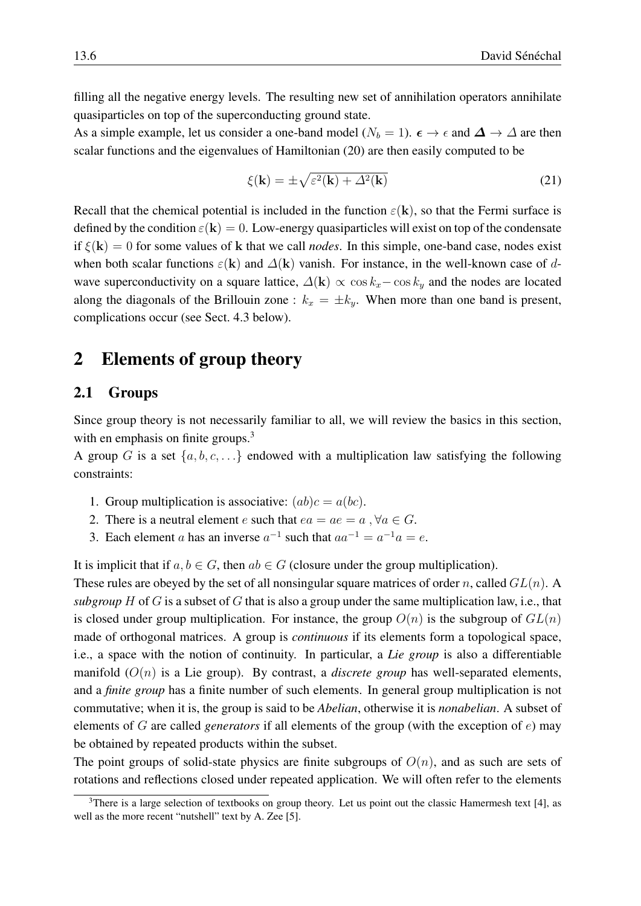filling all the negative energy levels. The resulting new set of annihilation operators annihilate quasiparticles on top of the superconducting ground state.

As a simple example, let us consider a one-band model ($N_b = 1$). $\boldsymbol{\epsilon} \to \epsilon$ and $\boldsymbol{\Delta} \to \Delta$ are then scalar functions and the eigenvalues of Hamiltonian (20) are then easily computed to be

$$\xi(\mathbf{k}) = \pm\sqrt{\varepsilon^2(\mathbf{k}) + \Delta^2(\mathbf{k})} \tag{21}$$

Recall that the chemical potential is included in the function $\varepsilon(\mathbf{k})$, so that the Fermi surface is defined by the condition $\varepsilon(\mathbf{k}) = 0$. Low-energy quasiparticles will exist on top of the condensate if $\xi(\mathbf{k}) = 0$ for some values of $\mathbf{k}$ that we call *nodes*. In this simple, one-band case, nodes exist when both scalar functions $\varepsilon(\mathbf{k})$ and $\Delta(\mathbf{k})$ vanish. For instance, in the well-known case of $d$-wave superconductivity on a square lattice, $\Delta(\mathbf{k}) \propto \cos k_x - \cos k_y$ and the nodes are located along the diagonals of the Brillouin zone : $k_x = \pm k_y$. When more than one band is present, complications occur (see Sect. 4.3 below).

# 2 Elements of group theory

## 2.1 Groups

Since group theory is not necessarily familiar to all, we will review the basics in this section, with en emphasis on finite groups.[3]

A group $G$ is a set $\{a, b, c, \ldots\}$ endowed with a multiplication law satisfying the following constraints:

1. Group multiplication is associative: $(ab)c = a(bc)$.
2. There is a neutral element $e$ such that $ea = ae = a$ , $\forall a \in G$.
3. Each element $a$ has an inverse $a^{-1}$ such that $aa^{-1} = a^{-1}a = e$.

It is implicit that if $a, b \in G$, then $ab \in G$ (closure under the group multiplication).

These rules are obeyed by the set of all nonsingular square matrices of order $n$, called $GL(n)$. A *subgroup* $H$ of $G$ is a subset of $G$ that is also a group under the same multiplication law, i.e., that is closed under group multiplication. For instance, the group $O(n)$ is the subgroup of $GL(n)$ made of orthogonal matrices. A group is *continuous* if its elements form a topological space, i.e., a space with the notion of continuity. In particular, a ***Lie group*** is also a differentiable manifold ($O(n)$ is a Lie group). By contrast, a *discrete group* has well-separated elements, and a *finite group* has a finite number of such elements. In general group multiplication is not commutative; when it is, the group is said to be *Abelian*, otherwise it is *nonabelian*. A subset of elements of $G$ are called *generators* if all elements of the group (with the exception of $e$) may be obtained by repeated products within the subset.

The point groups of solid-state physics are finite subgroups of $O(n)$, and as such are sets of rotations and reflections closed under repeated application. We will often refer to the elements

[3] There is a large selection of textbooks on group theory. Let us point out the classic Hamermesh text [4], as well as the more recent "nutshell" text by A. Zee [5].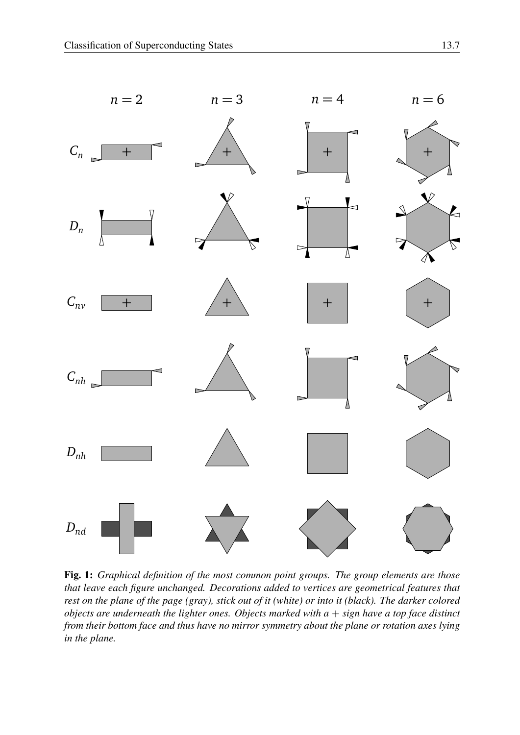**Fig. 1:** *Graphical definition of the most common point groups. The group elements are those that leave each figure unchanged. Decorations added to vertices are geometrical features that rest on the plane of the page (gray), stick out of it (white) or into it (black). The darker colored objects are underneath the lighter ones. Objects marked with a + sign have a top face distinct from their bottom face and thus have no mirror symmetry about the plane or rotation axes lying in the plane.*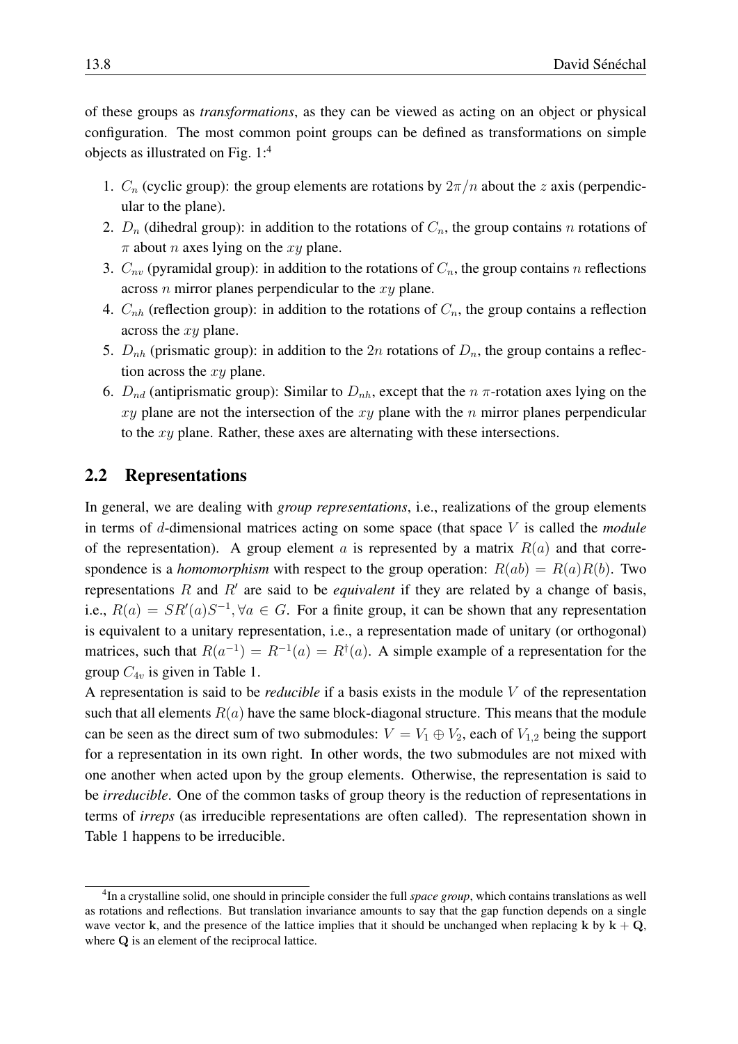of these groups as *transformations*, as they can be viewed as acting on an object or physical configuration. The most common point groups can be defined as transformations on simple objects as illustrated on Fig. 1:[4]

1. $C_n$ (cyclic group): the group elements are rotations by $2\pi/n$ about the $z$ axis (perpendicular to the plane).
2. $D_n$ (dihedral group): in addition to the rotations of $C_n$, the group contains $n$ rotations of $\pi$ about $n$ axes lying on the $xy$ plane.
3. $C_{nv}$ (pyramidal group): in addition to the rotations of $C_n$, the group contains $n$ reflections across $n$ mirror planes perpendicular to the $xy$ plane.
4. $C_{nh}$ (reflection group): in addition to the rotations of $C_n$, the group contains a reflection across the $xy$ plane.
5. $D_{nh}$ (prismatic group): in addition to the $2n$ rotations of $D_n$, the group contains a reflection across the $xy$ plane.
6. $D_{nd}$ (antiprismatic group): Similar to $D_{nh}$, except that the $n$ $\pi$-rotation axes lying on the $xy$ plane are not the intersection of the $xy$ plane with the $n$ mirror planes perpendicular to the $xy$ plane. Rather, these axes are alternating with these intersections.

## 2.2 Representations

In general, we are dealing with *group representations*, i.e., realizations of the group elements in terms of $d$-dimensional matrices acting on some space (that space $V$ is called the *module* of the representation). A group element $a$ is represented by a matrix $R(a)$ and that correspondence is a *homomorphism* with respect to the group operation: $R(ab) = R(a)R(b)$. Two representations $R$ and $R'$ are said to be *equivalent* if they are related by a change of basis, i.e., $R(a) = SR'(a)S^{-1}, \forall a \in G$. For a finite group, it can be shown that any representation is equivalent to a unitary representation, i.e., a representation made of unitary (or orthogonal) matrices, such that $R(a^{-1}) = R^{-1}(a) = R^{\dagger}(a)$. A simple example of a representation for the group $C_{4v}$ is given in Table 1.

A representation is said to be *reducible* if a basis exists in the module $V$ of the representation such that all elements $R(a)$ have the same block-diagonal structure. This means that the module can be seen as the direct sum of two submodules: $V = V_1 \oplus V_2$, each of $V_{1,2}$ being the support for a representation in its own right. In other words, the two submodules are not mixed with one another when acted upon by the group elements. Otherwise, the representation is said to be *irreducible*. One of the common tasks of group theory is the reduction of representations in terms of *irreps* (as irreducible representations are often called). The representation shown in Table 1 happens to be irreducible.

[4] In a crystalline solid, one should in principle consider the full *space group*, which contains translations as well as rotations and reflections. But translation invariance amounts to say that the gap function depends on a single wave vector $\mathbf{k}$, and the presence of the lattice implies that it should be unchanged when replacing $\mathbf{k}$ by $\mathbf{k} + \mathbf{Q}$, where $\mathbf{Q}$ is an element of the reciprocal lattice.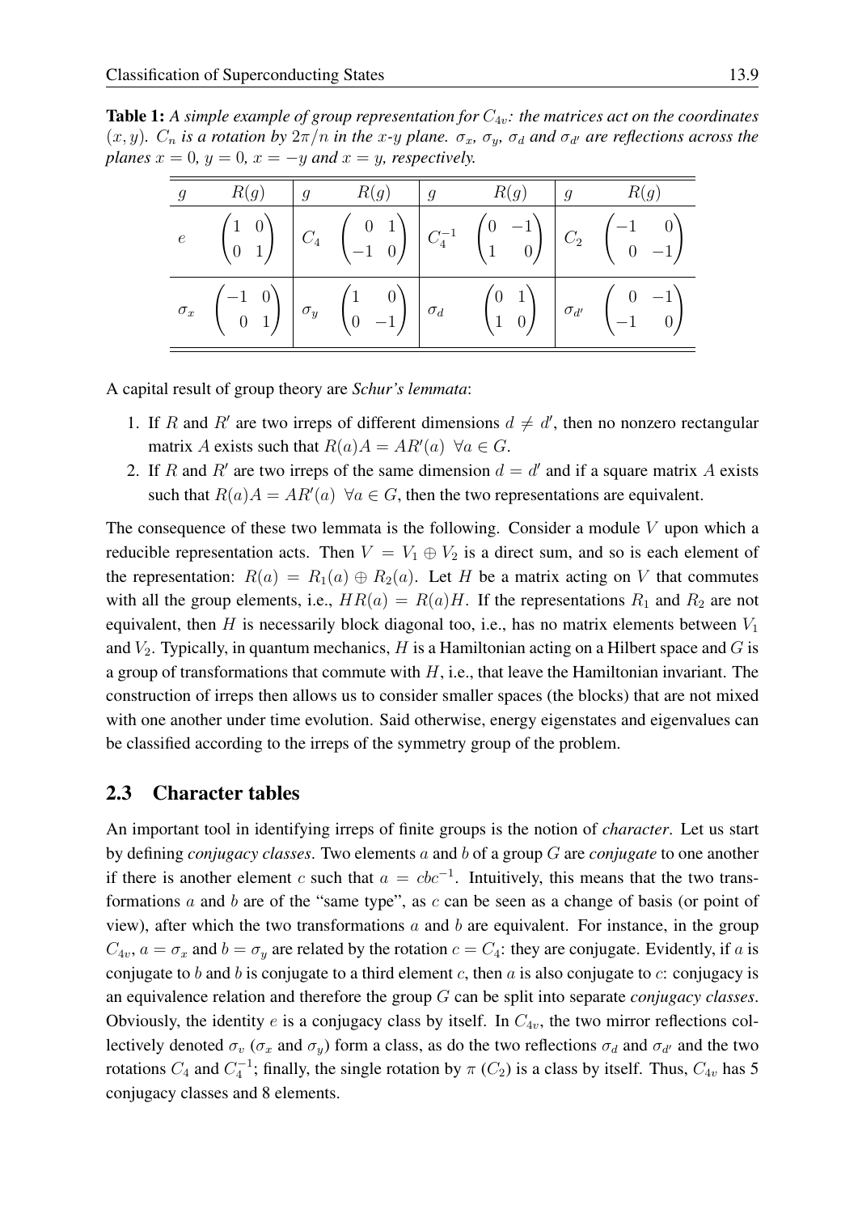**Table 1:** *A simple example of group representation for $C_{4v}$: the matrices act on the coordinates $(x, y)$. $C_n$ is a rotation by $2\pi/n$ in the $x$-$y$ plane. $\sigma_x$, $\sigma_y$, $\sigma_d$ and $\sigma_{d'}$ are reflections across the planes $x = 0$, $y = 0$, $x = -y$ and $x = y$, respectively.*

| $g$ | $R(g)$ | $g$ | $R(g)$ | $g$ | $R(g)$ | $g$ | $R(g)$ |
|---|---|---|---|---|---|---|---|
| $e$ | $\begin{pmatrix} 1 & 0 \\ 0 & 1 \end{pmatrix}$ | $C_4$ | $\begin{pmatrix} 0 & 1 \\ -1 & 0 \end{pmatrix}$ | $C_4^{-1}$ | $\begin{pmatrix} 0 & -1 \\ 1 & 0 \end{pmatrix}$ | $C_2$ | $\begin{pmatrix} -1 & 0 \\ 0 & -1 \end{pmatrix}$ |
| $\sigma_x$ | $\begin{pmatrix} -1 & 0 \\ 0 & 1 \end{pmatrix}$ | $\sigma_y$ | $\begin{pmatrix} 1 & 0 \\ 0 & -1 \end{pmatrix}$ | $\sigma_d$ | $\begin{pmatrix} 0 & 1 \\ 1 & 0 \end{pmatrix}$ | $\sigma_{d'}$ | $\begin{pmatrix} 0 & -1 \\ -1 & 0 \end{pmatrix}$ |

A capital result of group theory are *Schur's lemmata*:

1. If $R$ and $R'$ are two irreps of different dimensions $d \neq d'$, then no nonzero rectangular matrix $A$ exists such that $R(a)A = AR'(a) \;\; \forall a \in G$.
2. If $R$ and $R'$ are two irreps of the same dimension $d = d'$ and if a square matrix $A$ exists such that $R(a)A = AR'(a) \;\; \forall a \in G$, then the two representations are equivalent.

The consequence of these two lemmata is the following. Consider a module $V$ upon which a reducible representation acts. Then $V = V_1 \oplus V_2$ is a direct sum, and so is each element of the representation: $R(a) = R_1(a) \oplus R_2(a)$. Let $H$ be a matrix acting on $V$ that commutes with all the group elements, i.e., $HR(a) = R(a)H$. If the representations $R_1$ and $R_2$ are not equivalent, then $H$ is necessarily block diagonal too, i.e., has no matrix elements between $V_1$ and $V_2$. Typically, in quantum mechanics, $H$ is a Hamiltonian acting on a Hilbert space and $G$ is a group of transformations that commute with $H$, i.e., that leave the Hamiltonian invariant. The construction of irreps then allows us to consider smaller spaces (the blocks) that are not mixed with one another under time evolution. Said otherwise, energy eigenstates and eigenvalues can be classified according to the irreps of the symmetry group of the problem.

## 2.3 Character tables

An important tool in identifying irreps of finite groups is the notion of *character*. Let us start by defining *conjugacy classes*. Two elements $a$ and $b$ of a group $G$ are *conjugate* to one another if there is another element $c$ such that $a = cbc^{-1}$. Intuitively, this means that the two transformations $a$ and $b$ are of the "same type", as $c$ can be seen as a change of basis (or point of view), after which the two transformations $a$ and $b$ are equivalent. For instance, in the group $C_{4v}$, $a = \sigma_x$ and $b = \sigma_y$ are related by the rotation $c = C_4$: they are conjugate. Evidently, if $a$ is conjugate to $b$ and $b$ is conjugate to a third element $c$, then $a$ is also conjugate to $c$: conjugacy is an equivalence relation and therefore the group $G$ can be split into separate *conjugacy classes*. Obviously, the identity $e$ is a conjugacy class by itself. In $C_{4v}$, the two mirror reflections collectively denoted $\sigma_v$ ($\sigma_x$ and $\sigma_y$) form a class, as do the two reflections $\sigma_d$ and $\sigma_{d'}$ and the two rotations $C_4$ and $C_4^{-1}$; finally, the single rotation by $\pi$ ($C_2$) is a class by itself. Thus, $C_{4v}$ has 5 conjugacy classes and 8 elements.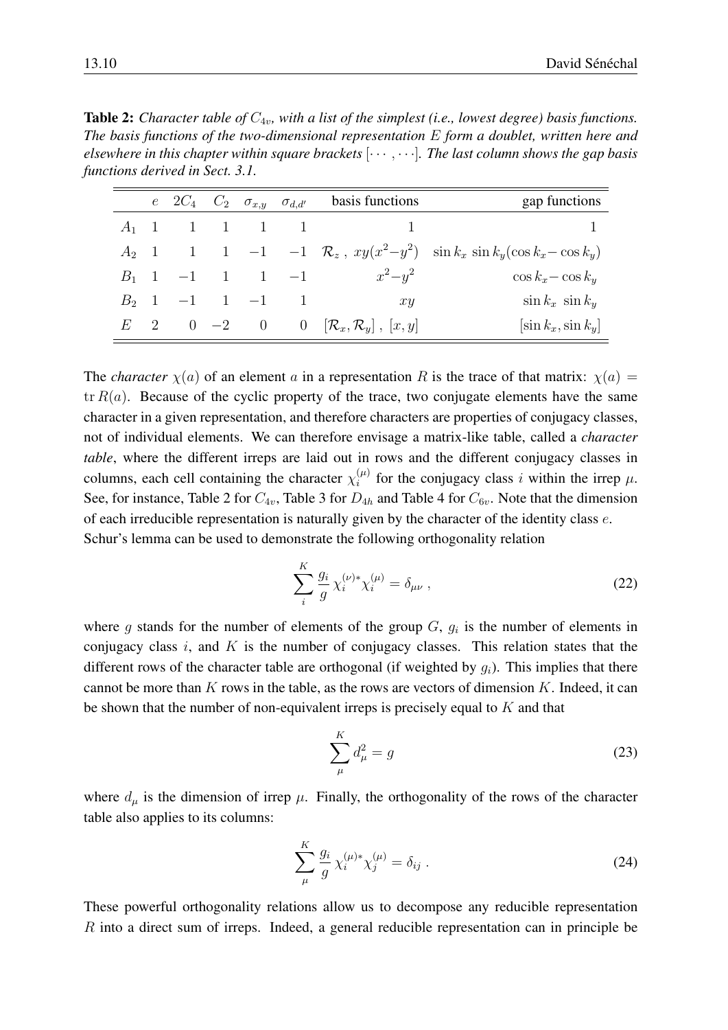**Table 2:** *Character table of $C_{4v}$, with a list of the simplest (i.e., lowest degree) basis functions. The basis functions of the two-dimensional representation $E$ form a doublet, written here and elsewhere in this chapter within square brackets $[\cdots,\cdots]$. The last column shows the gap basis functions derived in Sect. 3.1.*

| | $e$ | $2C_4$ | $C_2$ | $\sigma_{x,y}$ | $\sigma_{d,d'}$ | basis functions | gap functions |
|---|---|---|---|---|---|---|---|
| $A_1$ | 1 | 1 | 1 | 1 | 1 | $1$ | $1$ |
| $A_2$ | 1 | 1 | 1 | $-1$ | $-1$ | $\mathcal{R}_z\ ,\ xy(x^2-y^2)$ | $\sin k_x\ \sin k_y(\cos k_x - \cos k_y)$ |
| $B_1$ | 1 | $-1$ | 1 | 1 | $-1$ | $x^2-y^2$ | $\cos k_x - \cos k_y$ |
| $B_2$ | 1 | $-1$ | 1 | $-1$ | 1 | $xy$ | $\sin k_x\ \sin k_y$ |
| $E$ | 2 | 0 | $-2$ | 0 | 0 | $[\mathcal{R}_x, \mathcal{R}_y]\ ,\ [x, y]$ | $[\sin k_x, \sin k_y]$ |

The *character* $\chi(a)$ of an element $a$ in a representation $R$ is the trace of that matrix: $\chi(a) = \operatorname{tr} R(a)$. Because of the cyclic property of the trace, two conjugate elements have the same character in a given representation, and therefore characters are properties of conjugacy classes, not of individual elements. We can therefore envisage a matrix-like table, called a *character table*, where the different irreps are laid out in rows and the different conjugacy classes in columns, each cell containing the character $\chi_i^{(\mu)}$ for the conjugacy class $i$ within the irrep $\mu$. See, for instance, Table 2 for $C_{4v}$, Table 3 for $D_{4h}$ and Table 4 for $C_{6v}$. Note that the dimension of each irreducible representation is naturally given by the character of the identity class $e$.

Schur's lemma can be used to demonstrate the following orthogonality relation

$$\sum_i^K \frac{g_i}{g}\, \chi_i^{(\nu)*} \chi_i^{(\mu)} = \delta_{\mu\nu}\ , \tag{22}$$

where $g$ stands for the number of elements of the group $G$, $g_i$ is the number of elements in conjugacy class $i$, and $K$ is the number of conjugacy classes. This relation states that the different rows of the character table are orthogonal (if weighted by $g_i$). This implies that there cannot be more than $K$ rows in the table, as the rows are vectors of dimension $K$. Indeed, it can be shown that the number of non-equivalent irreps is precisely equal to $K$ and that

$$\sum_\mu^K d_\mu^2 = g \tag{23}$$

where $d_\mu$ is the dimension of irrep $\mu$. Finally, the orthogonality of the rows of the character table also applies to its columns:

$$\sum_\mu^K \frac{g_i}{g}\, \chi_i^{(\mu)*} \chi_j^{(\mu)} = \delta_{ij}\ . \tag{24}$$

These powerful orthogonality relations allow us to decompose any reducible representation $R$ into a direct sum of irreps. Indeed, a general reducible representation can in principle be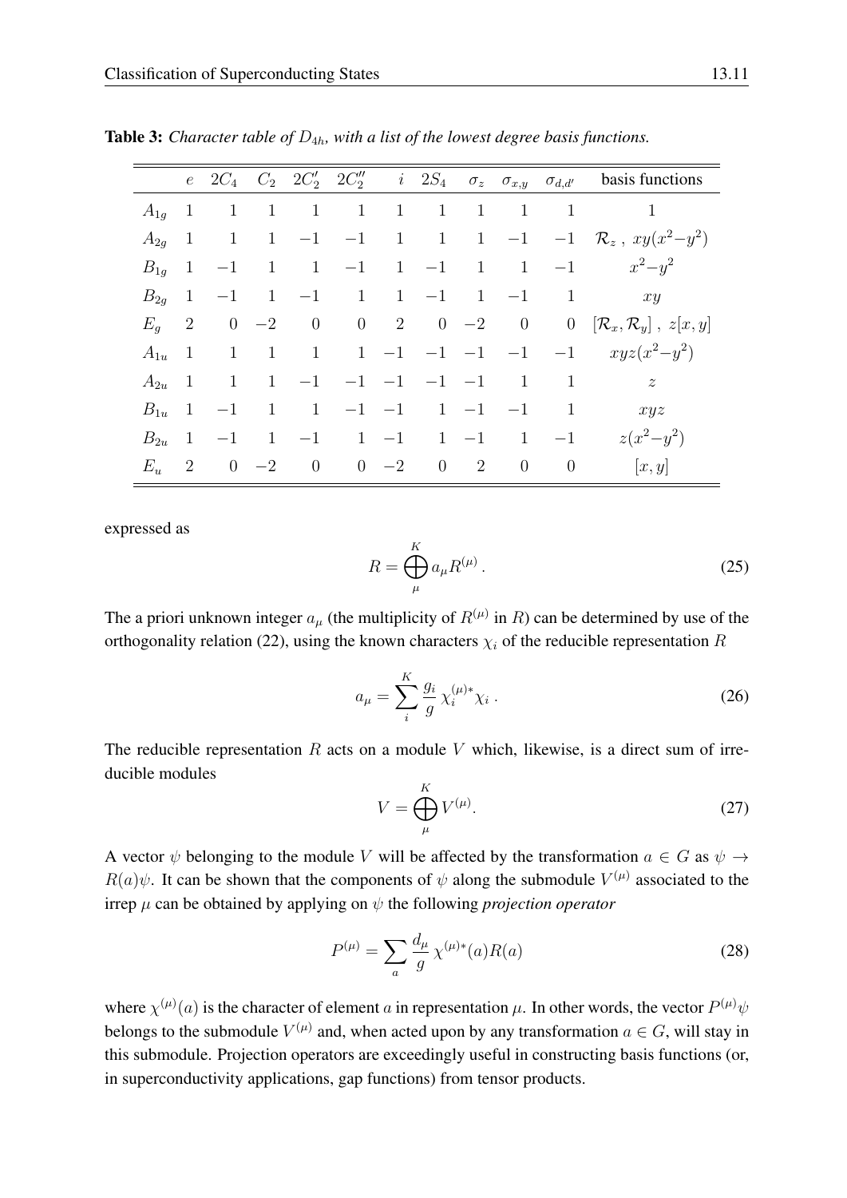**Table 3:** *Character table of $D_{4h}$, with a list of the lowest degree basis functions.*

|  | $e$ | $2C_4$ | $C_2$ | $2C_2'$ | $2C_2''$ | $i$ | $2S_4$ | $\sigma_z$ | $\sigma_{x,y}$ | $\sigma_{d,d'}$ | basis functions |
|---|---|---|---|---|---|---|---|---|---|---|---|
| $A_{1g}$ | 1 | 1 | 1 | 1 | 1 | 1 | 1 | 1 | 1 | 1 | 1 |
| $A_{2g}$ | 1 | 1 | 1 | $-1$ | $-1$ | 1 | 1 | 1 | $-1$ | $-1$ | $\mathcal{R}_z\ ,\ xy(x^2-y^2)$ |
| $B_{1g}$ | 1 | $-1$ | 1 | 1 | $-1$ | 1 | $-1$ | 1 | 1 | $-1$ | $x^2-y^2$ |
| $B_{2g}$ | 1 | $-1$ | 1 | $-1$ | 1 | 1 | $-1$ | 1 | $-1$ | 1 | $xy$ |
| $E_g$ | 2 | 0 | $-2$ | 0 | 0 | 2 | 0 | $-2$ | 0 | 0 | $[\mathcal{R}_x, \mathcal{R}_y]\ ,\ z[x, y]$ |
| $A_{1u}$ | 1 | 1 | 1 | 1 | 1 | $-1$ | $-1$ | $-1$ | $-1$ | $-1$ | $xyz(x^2-y^2)$ |
| $A_{2u}$ | 1 | 1 | 1 | $-1$ | $-1$ | $-1$ | $-1$ | $-1$ | 1 | 1 | $z$ |
| $B_{1u}$ | 1 | $-1$ | 1 | 1 | $-1$ | $-1$ | 1 | $-1$ | $-1$ | 1 | $xyz$ |
| $B_{2u}$ | 1 | $-1$ | 1 | $-1$ | 1 | $-1$ | 1 | $-1$ | 1 | $-1$ | $z(x^2-y^2)$ |
| $E_u$ | 2 | 0 | $-2$ | 0 | 0 | $-2$ | 0 | 2 | 0 | 0 | $[x, y]$ |

expressed as

$$R = \bigoplus_{\mu}^{K} a_\mu R^{(\mu)} \, . \tag{25}$$

The a priori unknown integer $a_\mu$ (the multiplicity of $R^{(\mu)}$ in $R$) can be determined by use of the orthogonality relation (22), using the known characters $\chi_i$ of the reducible representation $R$

$$a_\mu = \sum_{i}^{K} \frac{g_i}{g} \, \chi_i^{(\mu)*} \chi_i \, . \tag{26}$$

The reducible representation $R$ acts on a module $V$ which, likewise, is a direct sum of irreducible modules

$$V = \bigoplus_{\mu}^{K} V^{(\mu)}. \tag{27}$$

A vector $\psi$ belonging to the module $V$ will be affected by the transformation $a \in G$ as $\psi \to R(a)\psi$. It can be shown that the components of $\psi$ along the submodule $V^{(\mu)}$ associated to the irrep $\mu$ can be obtained by applying on $\psi$ the following *projection operator*

$$P^{(\mu)} = \sum_{a} \frac{d_\mu}{g} \, \chi^{(\mu)*}(a) R(a) \tag{28}$$

where $\chi^{(\mu)}(a)$ is the character of element $a$ in representation $\mu$. In other words, the vector $P^{(\mu)}\psi$ belongs to the submodule $V^{(\mu)}$ and, when acted upon by any transformation $a \in G$, will stay in this submodule. Projection operators are exceedingly useful in constructing basis functions (or, in superconductivity applications, gap functions) from tensor products.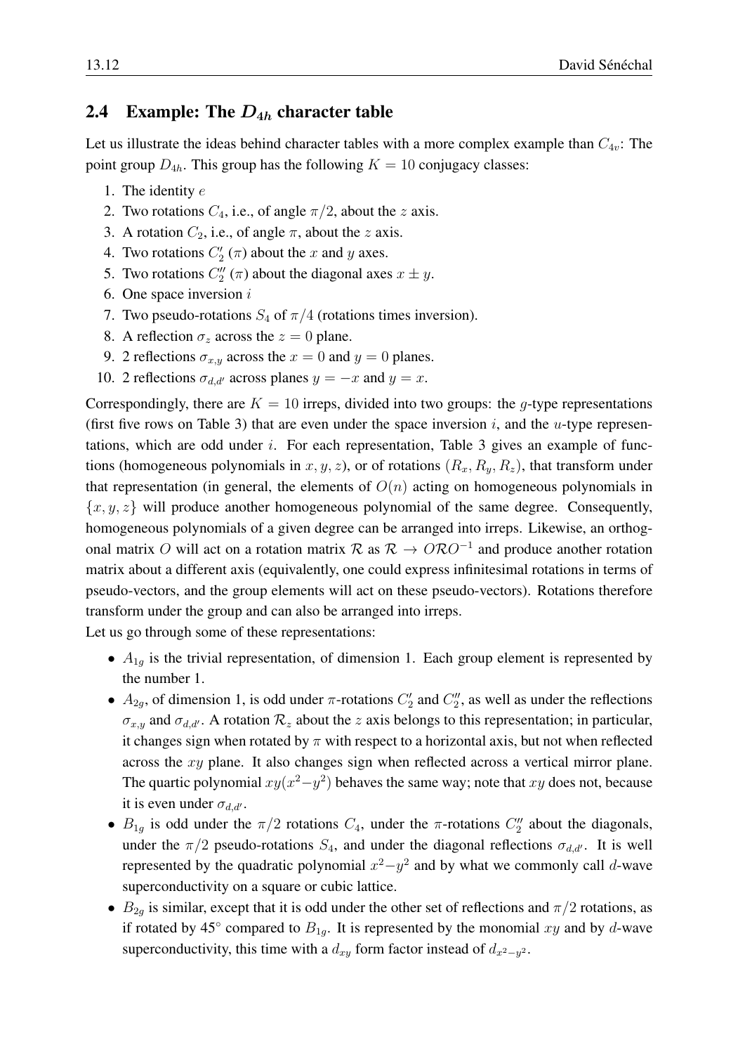## 2.4 Example: The $D_{4h}$ character table

Let us illustrate the ideas behind character tables with a more complex example than $C_{4v}$: The point group $D_{4h}$. This group has the following $K = 10$ conjugacy classes:

1. The identity $e$
2. Two rotations $C_4$, i.e., of angle $\pi/2$, about the $z$ axis.
3. A rotation $C_2$, i.e., of angle $\pi$, about the $z$ axis.
4. Two rotations $C_2'$ ($\pi$) about the $x$ and $y$ axes.
5. Two rotations $C_2''$ ($\pi$) about the diagonal axes $x \pm y$.
6. One space inversion $i$
7. Two pseudo-rotations $S_4$ of $\pi/4$ (rotations times inversion).
8. A reflection $\sigma_z$ across the $z = 0$ plane.
9. 2 reflections $\sigma_{x,y}$ across the $x = 0$ and $y = 0$ planes.
10. 2 reflections $\sigma_{d,d'}$ across planes $y = -x$ and $y = x$.

Correspondingly, there are $K = 10$ irreps, divided into two groups: the $g$-type representations (first five rows on Table 3) that are even under the space inversion $i$, and the $u$-type representations, which are odd under $i$. For each representation, Table 3 gives an example of functions (homogeneous polynomials in $x, y, z$), or of rotations $(R_x, R_y, R_z)$, that transform under that representation (in general, the elements of $O(n)$ acting on homogeneous polynomials in $\{x, y, z\}$ will produce another homogeneous polynomial of the same degree. Consequently, homogeneous polynomials of a given degree can be arranged into irreps. Likewise, an orthogonal matrix $O$ will act on a rotation matrix $\mathcal{R}$ as $\mathcal{R} \to O\mathcal{R}O^{-1}$ and produce another rotation matrix about a different axis (equivalently, one could express infinitesimal rotations in terms of pseudo-vectors, and the group elements will act on these pseudo-vectors). Rotations therefore transform under the group and can also be arranged into irreps.

Let us go through some of these representations:

- $A_{1g}$ is the trivial representation, of dimension 1. Each group element is represented by the number 1.
- $A_{2g}$, of dimension 1, is odd under $\pi$-rotations $C_2'$ and $C_2''$, as well as under the reflections $\sigma_{x,y}$ and $\sigma_{d,d'}$. A rotation $\mathcal{R}_z$ about the $z$ axis belongs to this representation; in particular, it changes sign when rotated by $\pi$ with respect to a horizontal axis, but not when reflected across the $xy$ plane. It also changes sign when reflected across a vertical mirror plane. The quartic polynomial $xy(x^2-y^2)$ behaves the same way; note that $xy$ does not, because it is even under $\sigma_{d,d'}$.
- $B_{1g}$ is odd under the $\pi/2$ rotations $C_4$, under the $\pi$-rotations $C_2''$ about the diagonals, under the $\pi/2$ pseudo-rotations $S_4$, and under the diagonal reflections $\sigma_{d,d'}$. It is well represented by the quadratic polynomial $x^2-y^2$ and by what we commonly call $d$-wave superconductivity on a square or cubic lattice.
- $B_{2g}$ is similar, except that it is odd under the other set of reflections and $\pi/2$ rotations, as if rotated by 45° compared to $B_{1g}$. It is represented by the monomial $xy$ and by $d$-wave superconductivity, this time with a $d_{xy}$ form factor instead of $d_{x^2-y^2}$.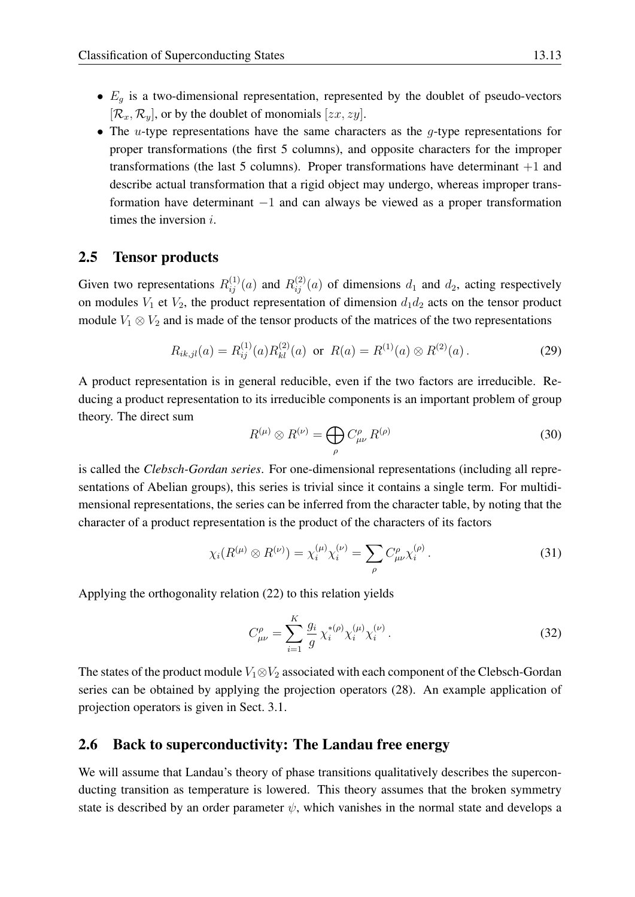- $E_g$ is a two-dimensional representation, represented by the doublet of pseudo-vectors $[\mathcal{R}_x, \mathcal{R}_y]$, or by the doublet of monomials $[zx, zy]$.
- The $u$-type representations have the same characters as the $g$-type representations for proper transformations (the first 5 columns), and opposite characters for the improper transformations (the last 5 columns). Proper transformations have determinant $+1$ and describe actual transformation that a rigid object may undergo, whereas improper transformation have determinant $-1$ and can always be viewed as a proper transformation times the inversion $i$.

## 2.5 Tensor products

Given two representations $R^{(1)}_{ij}(a)$ and $R^{(2)}_{ij}(a)$ of dimensions $d_1$ and $d_2$, acting respectively on modules $V_1$ et $V_2$, the product representation of dimension $d_1 d_2$ acts on the tensor product module $V_1 \otimes V_2$ and is made of the tensor products of the matrices of the two representations

$$R_{ik,jl}(a) = R^{(1)}_{ij}(a) R^{(2)}_{kl}(a) \;\text{ or }\; R(a) = R^{(1)}(a) \otimes R^{(2)}(a)\,. \tag{29}$$

A product representation is in general reducible, even if the two factors are irreducible. Reducing a product representation to its irreducible components is an important problem of group theory. The direct sum

$$R^{(\mu)} \otimes R^{(\nu)} = \bigoplus_{\rho} C^{\rho}_{\mu\nu}\, R^{(\rho)} \tag{30}$$

is called the *Clebsch-Gordan series*. For one-dimensional representations (including all representations of Abelian groups), this series is trivial since it contains a single term. For multidimensional representations, the series can be inferred from the character table, by noting that the character of a product representation is the product of the characters of its factors

$$\chi_i(R^{(\mu)} \otimes R^{(\nu)}) = \chi^{(\mu)}_i \chi^{(\nu)}_i = \sum_{\rho} C^{\rho}_{\mu\nu} \chi^{(\rho)}_i\,. \tag{31}$$

Applying the orthogonality relation (22) to this relation yields

$$C^{\rho}_{\mu\nu} = \sum_{i=1}^{K} \frac{g_i}{g}\, \chi^{*(\rho)}_i \chi^{(\mu)}_i \chi^{(\nu)}_i\,. \tag{32}$$

The states of the product module $V_1 \otimes V_2$ associated with each component of the Clebsch-Gordan series can be obtained by applying the projection operators (28). An example application of projection operators is given in Sect. 3.1.

## 2.6 Back to superconductivity: The Landau free energy

We will assume that Landau's theory of phase transitions qualitatively describes the superconducting transition as temperature is lowered. This theory assumes that the broken symmetry state is described by an order parameter $\psi$, which vanishes in the normal state and develops a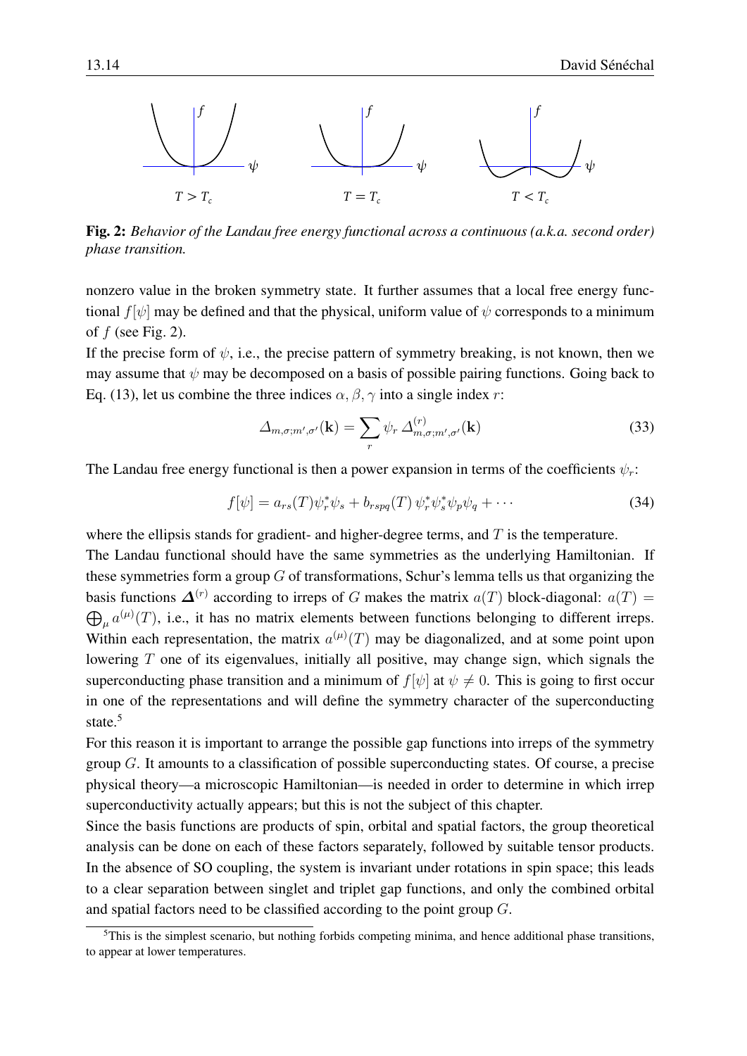Fig. 2: *Behavior of the Landau free energy functional across a continuous (a.k.a. second order) phase transition.*

nonzero value in the broken symmetry state. It further assumes that a local free energy functional $f[\psi]$ may be defined and that the physical, uniform value of $\psi$ corresponds to a minimum of $f$ (see Fig. 2).

If the precise form of $\psi$, i.e., the precise pattern of symmetry breaking, is not known, then we may assume that $\psi$ may be decomposed on a basis of possible pairing functions. Going back to Eq. (13), let us combine the three indices $\alpha, \beta, \gamma$ into a single index $r$:

$$\varDelta_{m,\sigma;m',\sigma'}(\mathbf{k}) = \sum_r \psi_r \, \varDelta^{(r)}_{m,\sigma;m',\sigma'}(\mathbf{k}) \tag{33}$$

The Landau free energy functional is then a power expansion in terms of the coefficients $\psi_r$:

$$f[\psi] = a_{rs}(T)\psi_r^*\psi_s + b_{rspq}(T)\,\psi_r^*\psi_s^*\psi_p\psi_q + \cdots \tag{34}$$

where the ellipsis stands for gradient- and higher-degree terms, and $T$ is the temperature.

The Landau functional should have the same symmetries as the underlying Hamiltonian. If these symmetries form a group $G$ of transformations, Schur's lemma tells us that organizing the basis functions $\boldsymbol{\varDelta}^{(r)}$ according to irreps of $G$ makes the matrix $a(T)$ block-diagonal: $a(T) = \bigoplus_\mu a^{(\mu)}(T)$, i.e., it has no matrix elements between functions belonging to different irreps. Within each representation, the matrix $a^{(\mu)}(T)$ may be diagonalized, and at some point upon lowering $T$ one of its eigenvalues, initially all positive, may change sign, which signals the superconducting phase transition and a minimum of $f[\psi]$ at $\psi \neq 0$. This is going to first occur in one of the representations and will define the symmetry character of the superconducting state.[5]

For this reason it is important to arrange the possible gap functions into irreps of the symmetry group $G$. It amounts to a classification of possible superconducting states. Of course, a precise physical theory—a microscopic Hamiltonian—is needed in order to determine in which irrep superconductivity actually appears; but this is not the subject of this chapter.

Since the basis functions are products of spin, orbital and spatial factors, the group theoretical analysis can be done on each of these factors separately, followed by suitable tensor products. In the absence of SO coupling, the system is invariant under rotations in spin space; this leads to a clear separation between singlet and triplet gap functions, and only the combined orbital and spatial factors need to be classified according to the point group $G$.

[5] This is the simplest scenario, but nothing forbids competing minima, and hence additional phase transitions, to appear at lower temperatures.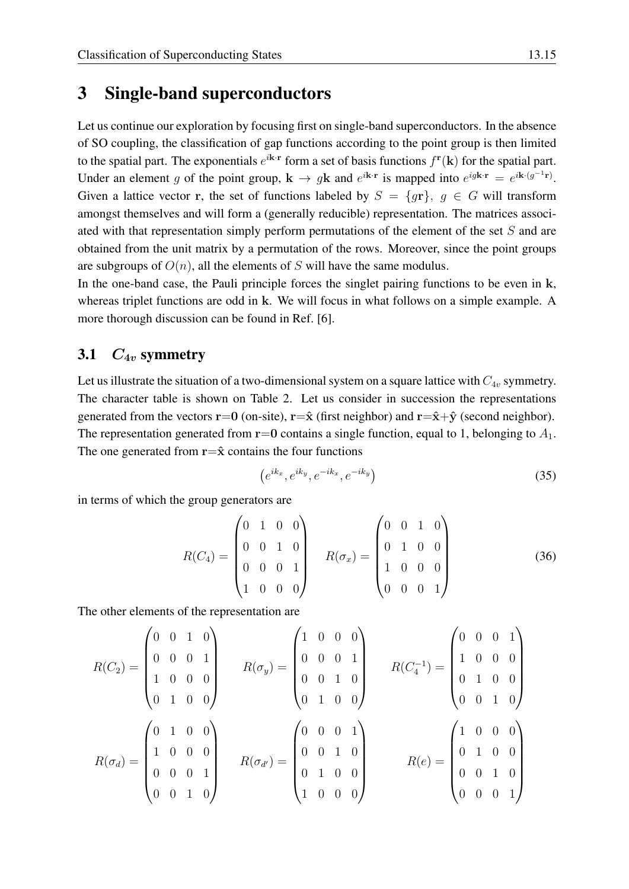## 3 Single-band superconductors

Let us continue our exploration by focusing first on single-band superconductors. In the absence of SO coupling, the classification of gap functions according to the point group is then limited to the spatial part. The exponentials $e^{i\mathbf{k}\cdot\mathbf{r}}$ form a set of basis functions $f^{\mathbf{r}}(\mathbf{k})$ for the spatial part. Under an element $g$ of the point group, $\mathbf{k} \to g\mathbf{k}$ and $e^{i\mathbf{k}\cdot\mathbf{r}}$ is mapped into $e^{ig\mathbf{k}\cdot\mathbf{r}} = e^{i\mathbf{k}\cdot(g^{-1}\mathbf{r})}$. Given a lattice vector $\mathbf{r}$, the set of functions labeled by $S = \{g\mathbf{r}\},\ g \in G$ will transform amongst themselves and will form a (generally reducible) representation. The matrices associated with that representation simply perform permutations of the element of the set $S$ and are obtained from the unit matrix by a permutation of the rows. Moreover, since the point groups are subgroups of $O(n)$, all the elements of $S$ will have the same modulus.

In the one-band case, the Pauli principle forces the singlet pairing functions to be even in $\mathbf{k}$, whereas triplet functions are odd in $\mathbf{k}$. We will focus in what follows on a simple example. A more thorough discussion can be found in Ref. [6].

### 3.1 $C_{4v}$ symmetry

Let us illustrate the situation of a two-dimensional system on a square lattice with $C_{4v}$ symmetry. The character table is shown on Table 2. Let us consider in succession the representations generated from the vectors $\mathbf{r}$=$\mathbf{0}$ (on-site), $\mathbf{r}$=$\hat{\mathbf{x}}$ (first neighbor) and $\mathbf{r}$=$\hat{\mathbf{x}}$+$\hat{\mathbf{y}}$ (second neighbor). The representation generated from $\mathbf{r}$=$\mathbf{0}$ contains a single function, equal to 1, belonging to $A_1$. The one generated from $\mathbf{r}$=$\hat{\mathbf{x}}$ contains the four functions

$$\left(e^{ik_x}, e^{ik_y}, e^{-ik_x}, e^{-ik_y}\right) \tag{35}$$

in terms of which the group generators are

$$R(C_4) = \begin{pmatrix} 0 & 1 & 0 & 0 \\ 0 & 0 & 1 & 0 \\ 0 & 0 & 0 & 1 \\ 1 & 0 & 0 & 0 \end{pmatrix} \qquad R(\sigma_x) = \begin{pmatrix} 0 & 0 & 1 & 0 \\ 0 & 1 & 0 & 0 \\ 1 & 0 & 0 & 0 \\ 0 & 0 & 0 & 1 \end{pmatrix} \tag{36}$$

The other elements of the representation are

$$R(C_2) = \begin{pmatrix} 0 & 0 & 1 & 0 \\ 0 & 0 & 0 & 1 \\ 1 & 0 & 0 & 0 \\ 0 & 1 & 0 & 0 \end{pmatrix} \qquad R(\sigma_y) = \begin{pmatrix} 1 & 0 & 0 & 0 \\ 0 & 0 & 0 & 1 \\ 0 & 0 & 1 & 0 \\ 0 & 1 & 0 & 0 \end{pmatrix} \qquad R(C_4^{-1}) = \begin{pmatrix} 0 & 0 & 0 & 1 \\ 1 & 0 & 0 & 0 \\ 0 & 1 & 0 & 0 \\ 0 & 0 & 1 & 0 \end{pmatrix}$$

$$R(\sigma_d) = \begin{pmatrix} 0 & 1 & 0 & 0 \\ 1 & 0 & 0 & 0 \\ 0 & 0 & 0 & 1 \\ 0 & 0 & 1 & 0 \end{pmatrix} \qquad R(\sigma_{d'}) = \begin{pmatrix} 0 & 0 & 0 & 1 \\ 0 & 0 & 1 & 0 \\ 0 & 1 & 0 & 0 \\ 1 & 0 & 0 & 0 \end{pmatrix} \qquad R(e) = \begin{pmatrix} 1 & 0 & 0 & 0 \\ 0 & 1 & 0 & 0 \\ 0 & 0 & 1 & 0 \\ 0 & 0 & 0 & 1 \end{pmatrix}$$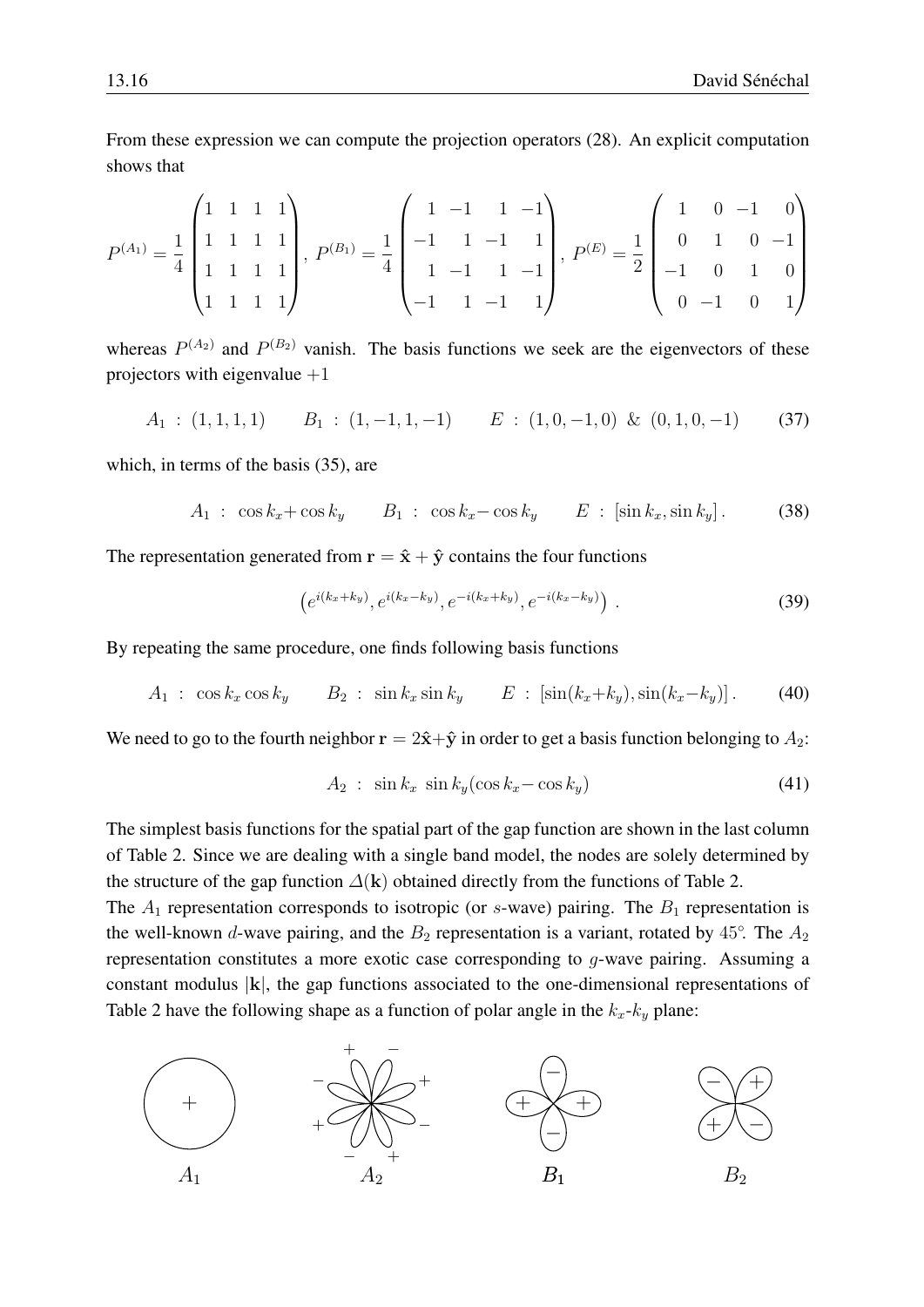From these expression we can compute the projection operators (28). An explicit computation shows that

$$P^{(A_1)} = \frac{1}{4}\begin{pmatrix} 1 & 1 & 1 & 1 \\ 1 & 1 & 1 & 1 \\ 1 & 1 & 1 & 1 \\ 1 & 1 & 1 & 1 \end{pmatrix},\ P^{(B_1)} = \frac{1}{4}\begin{pmatrix} 1 & -1 & 1 & -1 \\ -1 & 1 & -1 & 1 \\ 1 & -1 & 1 & -1 \\ -1 & 1 & -1 & 1 \end{pmatrix},\ P^{(E)} = \frac{1}{2}\begin{pmatrix} 1 & 0 & -1 & 0 \\ 0 & 1 & 0 & -1 \\ -1 & 0 & 1 & 0 \\ 0 & -1 & 0 & 1 \end{pmatrix}$$

whereas $P^{(A_2)}$ and $P^{(B_2)}$ vanish. The basis functions we seek are the eigenvectors of these projectors with eigenvalue $+1$

$$A_1 \ :\ (1,1,1,1) \qquad B_1 \ :\ (1,-1,1,-1) \qquad E \ :\ (1,0,-1,0)\ \&\ (0,1,0,-1) \tag{37}$$

which, in terms of the basis (35), are

$$A_1 \ :\ \cos k_x + \cos k_y \qquad B_1 \ :\ \cos k_x - \cos k_y \qquad E \ :\ [\sin k_x, \sin k_y]\,. \tag{38}$$

The representation generated from $\mathbf{r} = \hat{\mathbf{x}} + \hat{\mathbf{y}}$ contains the four functions

$$\left(e^{i(k_x+k_y)}, e^{i(k_x-k_y)}, e^{-i(k_x+k_y)}, e^{-i(k_x-k_y)}\right)\ . \tag{39}$$

By repeating the same procedure, one finds following basis functions

$$A_1 \ :\ \cos k_x \cos k_y \qquad B_2 \ :\ \sin k_x \sin k_y \qquad E \ :\ [\sin(k_x+k_y), \sin(k_x-k_y)]\,. \tag{40}$$

We need to go to the fourth neighbor $\mathbf{r} = 2\hat{\mathbf{x}}+\hat{\mathbf{y}}$ in order to get a basis function belonging to $A_2$:

$$A_2 \ :\ \sin k_x\ \sin k_y(\cos k_x - \cos k_y) \tag{41}$$

The simplest basis functions for the spatial part of the gap function are shown in the last column of Table 2. Since we are dealing with a single band model, the nodes are solely determined by the structure of the gap function $\Delta(\mathbf{k})$ obtained directly from the functions of Table 2.

The $A_1$ representation corresponds to isotropic (or $s$-wave) pairing. The $B_1$ representation is the well-known $d$-wave pairing, and the $B_2$ representation is a variant, rotated by $45°$. The $A_2$ representation constitutes a more exotic case corresponding to $g$-wave pairing. Assuming a constant modulus $|\mathbf{k}|$, the gap functions associated to the one-dimensional representations of Table 2 have the following shape as a function of polar angle in the $k_x$-$k_y$ plane:

$A_1$ $\qquad$ $A_2$ $\qquad$ $B_1$ $\qquad$ $B_2$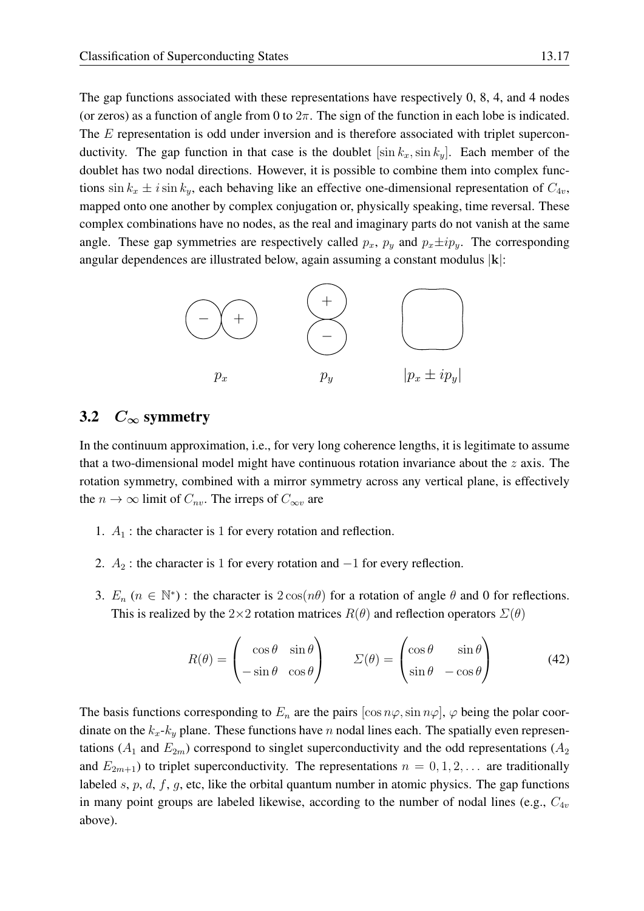The gap functions associated with these representations have respectively 0, 8, 4, and 4 nodes (or zeros) as a function of angle from 0 to $2\pi$. The sign of the function in each lobe is indicated. The $E$ representation is odd under inversion and is therefore associated with triplet superconductivity. The gap function in that case is the doublet $[\sin k_x, \sin k_y]$. Each member of the doublet has two nodal directions. However, it is possible to combine them into complex functions $\sin k_x \pm i \sin k_y$, each behaving like an effective one-dimensional representation of $C_{4v}$, mapped onto one another by complex conjugation or, physically speaking, time reversal. These complex combinations have no nodes, as the real and imaginary parts do not vanish at the same angle. These gap symmetries are respectively called $p_x$, $p_y$ and $p_x \pm ip_y$. The corresponding angular dependences are illustrated below, again assuming a constant modulus $|\mathbf{k}|$:

$p_x$ $\qquad$ $p_y$ $\qquad$ $|p_x \pm ip_y|$

## 3.2 $C_\infty$ symmetry

In the continuum approximation, i.e., for very long coherence lengths, it is legitimate to assume that a two-dimensional model might have continuous rotation invariance about the $z$ axis. The rotation symmetry, combined with a mirror symmetry across any vertical plane, is effectively the $n \to \infty$ limit of $C_{nv}$. The irreps of $C_{\infty v}$ are

1. $A_1$ : the character is 1 for every rotation and reflection.
2. $A_2$ : the character is 1 for every rotation and $-1$ for every reflection.
3. $E_n$ ($n \in \mathbb{N}^*$) : the character is $2\cos(n\theta)$ for a rotation of angle $\theta$ and 0 for reflections. This is realized by the $2\times 2$ rotation matrices $R(\theta)$ and reflection operators $\Sigma(\theta)$

$$R(\theta) = \begin{pmatrix} \cos\theta & \sin\theta \\ -\sin\theta & \cos\theta \end{pmatrix} \qquad \Sigma(\theta) = \begin{pmatrix} \cos\theta & \sin\theta \\ \sin\theta & -\cos\theta \end{pmatrix} \tag{42}$$

The basis functions corresponding to $E_n$ are the pairs $[\cos n\varphi, \sin n\varphi]$, $\varphi$ being the polar coordinate on the $k_x$-$k_y$ plane. These functions have $n$ nodal lines each. The spatially even representations ($A_1$ and $E_{2m}$) correspond to singlet superconductivity and the odd representations ($A_2$ and $E_{2m+1}$) to triplet superconductivity. The representations $n = 0, 1, 2, \ldots$ are traditionally labeled $s$, $p$, $d$, $f$, $g$, etc, like the orbital quantum number in atomic physics. The gap functions in many point groups are labeled likewise, according to the number of nodal lines (e.g., $C_{4v}$ above).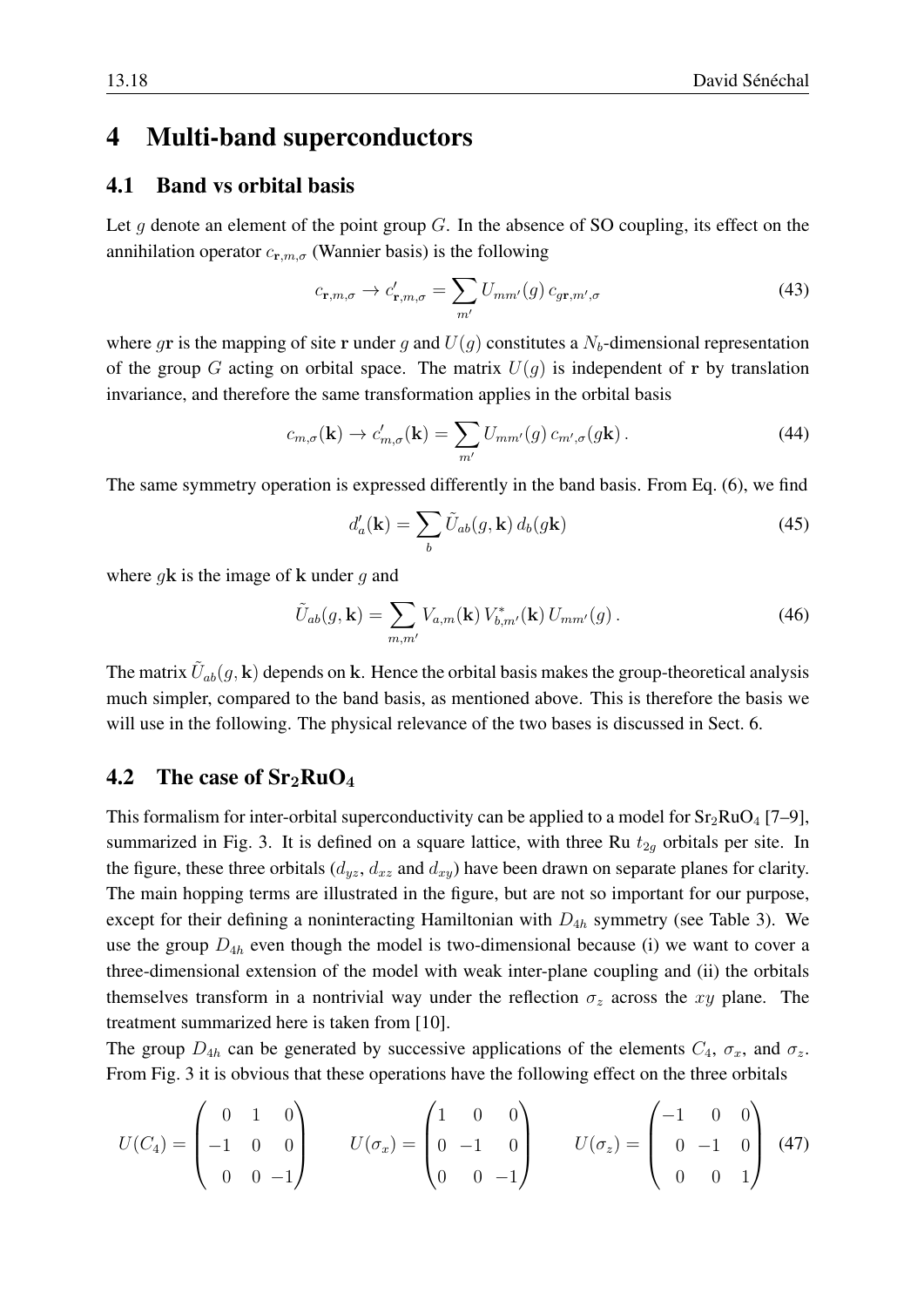# 4 Multi-band superconductors

## 4.1 Band vs orbital basis

Let $g$ denote an element of the point group $G$. In the absence of SO coupling, its effect on the annihilation operator $c_{\mathbf{r},m,\sigma}$ (Wannier basis) is the following

$$c_{\mathbf{r},m,\sigma} \to c'_{\mathbf{r},m,\sigma} = \sum_{m'} U_{mm'}(g)\, c_{g\mathbf{r},m',\sigma} \tag{43}$$

where $g\mathbf{r}$ is the mapping of site $\mathbf{r}$ under $g$ and $U(g)$ constitutes a $N_b$-dimensional representation of the group $G$ acting on orbital space. The matrix $U(g)$ is independent of $\mathbf{r}$ by translation invariance, and therefore the same transformation applies in the orbital basis

$$c_{m,\sigma}(\mathbf{k}) \to c'_{m,\sigma}(\mathbf{k}) = \sum_{m'} U_{mm'}(g)\, c_{m',\sigma}(g\mathbf{k})\,. \tag{44}$$

The same symmetry operation is expressed differently in the band basis. From Eq. (6), we find

$$d'_a(\mathbf{k}) = \sum_b \tilde{U}_{ab}(g,\mathbf{k})\, d_b(g\mathbf{k}) \tag{45}$$

where $g\mathbf{k}$ is the image of $\mathbf{k}$ under $g$ and

$$\tilde{U}_{ab}(g,\mathbf{k}) = \sum_{m,m'} V_{a,m}(\mathbf{k})\, V^*_{b,m'}(\mathbf{k})\, U_{mm'}(g)\,. \tag{46}$$

The matrix $\tilde{U}_{ab}(g,\mathbf{k})$ depends on $\mathbf{k}$. Hence the orbital basis makes the group-theoretical analysis much simpler, compared to the band basis, as mentioned above. This is therefore the basis we will use in the following. The physical relevance of the two bases is discussed in Sect. 6.

## 4.2 The case of $Sr_2RuO_4$

This formalism for inter-orbital superconductivity can be applied to a model for $Sr_2RuO_4$ [7–9], summarized in Fig. 3. It is defined on a square lattice, with three Ru $t_{2g}$ orbitals per site. In the figure, these three orbitals ($d_{yz}$, $d_{xz}$ and $d_{xy}$) have been drawn on separate planes for clarity. The main hopping terms are illustrated in the figure, but are not so important for our purpose, except for their defining a noninteracting Hamiltonian with $D_{4h}$ symmetry (see Table 3). We use the group $D_{4h}$ even though the model is two-dimensional because (i) we want to cover a three-dimensional extension of the model with weak inter-plane coupling and (ii) the orbitals themselves transform in a nontrivial way under the reflection $\sigma_z$ across the $xy$ plane. The treatment summarized here is taken from [10].

The group $D_{4h}$ can be generated by successive applications of the elements $C_4$, $\sigma_x$, and $\sigma_z$. From Fig. 3 it is obvious that these operations have the following effect on the three orbitals

$$U(C_4) = \begin{pmatrix} 0 & 1 & 0 \\ -1 & 0 & 0 \\ 0 & 0 & -1 \end{pmatrix} \qquad U(\sigma_x) = \begin{pmatrix} 1 & 0 & 0 \\ 0 & -1 & 0 \\ 0 & 0 & -1 \end{pmatrix} \qquad U(\sigma_z) = \begin{pmatrix} -1 & 0 & 0 \\ 0 & -1 & 0 \\ 0 & 0 & 1 \end{pmatrix} \tag{47}$$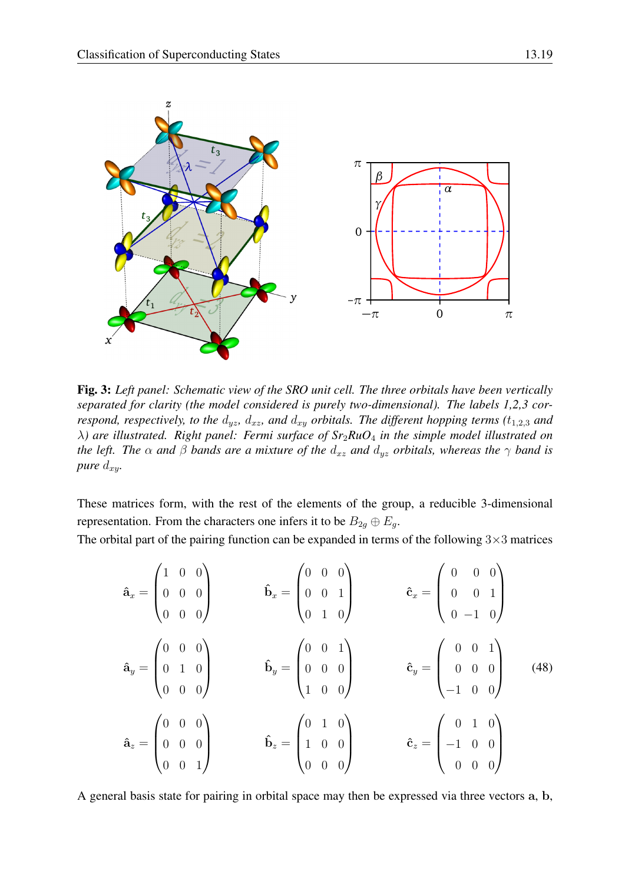**Fig. 3:** *Left panel: Schematic view of the SRO unit cell. The three orbitals have been vertically separated for clarity (the model considered is purely two-dimensional). The labels 1,2,3 correspond, respectively, to the $d_{yz}$, $d_{xz}$, and $d_{xy}$ orbitals. The different hopping terms ($t_{1,2,3}$ and $\lambda$) are illustrated. Right panel: Fermi surface of $Sr_2RuO_4$ in the simple model illustrated on the left. The $\alpha$ and $\beta$ bands are a mixture of the $d_{xz}$ and $d_{yz}$ orbitals, whereas the $\gamma$ band is pure $d_{xy}$.*

These matrices form, with the rest of the elements of the group, a reducible 3-dimensional representation. From the characters one infers it to be $B_{2g} \oplus E_g$.

The orbital part of the pairing function can be expanded in terms of the following $3\times3$ matrices

$$
\hat{\mathbf{a}}_x = \begin{pmatrix} 1 & 0 & 0 \\ 0 & 0 & 0 \\ 0 & 0 & 0 \end{pmatrix} \qquad
\hat{\mathbf{b}}_x = \begin{pmatrix} 0 & 0 & 0 \\ 0 & 0 & 1 \\ 0 & 1 & 0 \end{pmatrix} \qquad
\hat{\mathbf{c}}_x = \begin{pmatrix} 0 & 0 & 0 \\ 0 & 0 & 1 \\ 0 & -1 & 0 \end{pmatrix}
$$

$$
\hat{\mathbf{a}}_y = \begin{pmatrix} 0 & 0 & 0 \\ 0 & 1 & 0 \\ 0 & 0 & 0 \end{pmatrix} \qquad
\hat{\mathbf{b}}_y = \begin{pmatrix} 0 & 0 & 1 \\ 0 & 0 & 0 \\ 1 & 0 & 0 \end{pmatrix} \qquad
\hat{\mathbf{c}}_y = \begin{pmatrix} 0 & 0 & 1 \\ 0 & 0 & 0 \\ -1 & 0 & 0 \end{pmatrix} \qquad (48)
$$

$$
\hat{\mathbf{a}}_z = \begin{pmatrix} 0 & 0 & 0 \\ 0 & 0 & 0 \\ 0 & 0 & 1 \end{pmatrix} \qquad
\hat{\mathbf{b}}_z = \begin{pmatrix} 0 & 1 & 0 \\ 1 & 0 & 0 \\ 0 & 0 & 0 \end{pmatrix} \qquad
\hat{\mathbf{c}}_z = \begin{pmatrix} 0 & 1 & 0 \\ -1 & 0 & 0 \\ 0 & 0 & 0 \end{pmatrix}
$$

A general basis state for pairing in orbital space may then be expressed via three vectors $\mathbf{a}$, $\mathbf{b}$,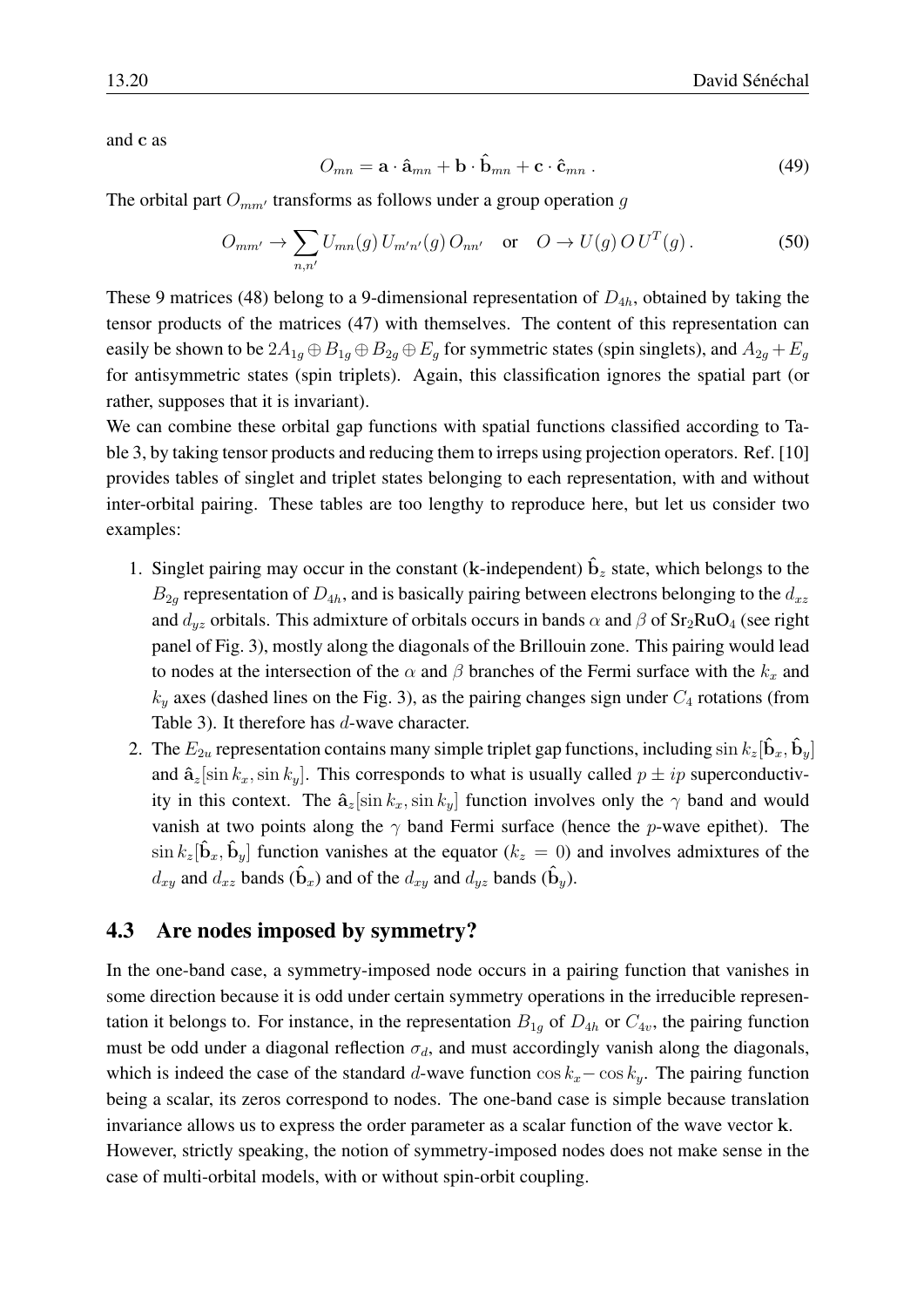and $\mathbf{c}$ as

$$O_{mn} = \mathbf{a} \cdot \hat{\mathbf{a}}_{mn} + \mathbf{b} \cdot \hat{\mathbf{b}}_{mn} + \mathbf{c} \cdot \hat{\mathbf{c}}_{mn} \; . \tag{49}$$

The orbital part $O_{mm'}$ transforms as follows under a group operation $g$

$$O_{mm'} \to \sum_{n,n'} U_{mn}(g)\, U_{m'n'}(g)\, O_{nn'} \quad \text{or} \quad O \to U(g)\, O\, U^T(g) \,. \tag{50}$$

These 9 matrices (48) belong to a 9-dimensional representation of $D_{4h}$, obtained by taking the tensor products of the matrices (47) with themselves. The content of this representation can easily be shown to be $2A_{1g} \oplus B_{1g} \oplus B_{2g} \oplus E_g$ for symmetric states (spin singlets), and $A_{2g} + E_g$ for antisymmetric states (spin triplets). Again, this classification ignores the spatial part (or rather, supposes that it is invariant).

We can combine these orbital gap functions with spatial functions classified according to Table 3, by taking tensor products and reducing them to irreps using projection operators. Ref. [10] provides tables of singlet and triplet states belonging to each representation, with and without inter-orbital pairing. These tables are too lengthy to reproduce here, but let us consider two examples:

1. Singlet pairing may occur in the constant ($\mathbf{k}$-independent) $\hat{\mathbf{b}}_z$ state, which belongs to the $B_{2g}$ representation of $D_{4h}$, and is basically pairing between electrons belonging to the $d_{xz}$ and $d_{yz}$ orbitals. This admixture of orbitals occurs in bands $\alpha$ and $\beta$ of $Sr_2RuO_4$ (see right panel of Fig. 3), mostly along the diagonals of the Brillouin zone. This pairing would lead to nodes at the intersection of the $\alpha$ and $\beta$ branches of the Fermi surface with the $k_x$ and $k_y$ axes (dashed lines on the Fig. 3), as the pairing changes sign under $C_4$ rotations (from Table 3). It therefore has $d$-wave character.
2. The $E_{2u}$ representation contains many simple triplet gap functions, including $\sin k_z[\hat{\mathbf{b}}_x, \hat{\mathbf{b}}_y]$ and $\hat{\mathbf{a}}_z[\sin k_x, \sin k_y]$. This corresponds to what is usually called $p \pm ip$ superconductivity in this context. The $\hat{\mathbf{a}}_z[\sin k_x, \sin k_y]$ function involves only the $\gamma$ band and would vanish at two points along the $\gamma$ band Fermi surface (hence the $p$-wave epithet). The $\sin k_z[\hat{\mathbf{b}}_x, \hat{\mathbf{b}}_y]$ function vanishes at the equator ($k_z = 0$) and involves admixtures of the $d_{xy}$ and $d_{xz}$ bands ($\hat{\mathbf{b}}_x$) and of the $d_{xy}$ and $d_{yz}$ bands ($\hat{\mathbf{b}}_y$).

## 4.3 Are nodes imposed by symmetry?

In the one-band case, a symmetry-imposed node occurs in a pairing function that vanishes in some direction because it is odd under certain symmetry operations in the irreducible representation it belongs to. For instance, in the representation $B_{1g}$ of $D_{4h}$ or $C_{4v}$, the pairing function must be odd under a diagonal reflection $\sigma_d$, and must accordingly vanish along the diagonals, which is indeed the case of the standard $d$-wave function $\cos k_x - \cos k_y$. The pairing function being a scalar, its zeros correspond to nodes. The one-band case is simple because translation invariance allows us to express the order parameter as a scalar function of the wave vector $\mathbf{k}$.

However, strictly speaking, the notion of symmetry-imposed nodes does not make sense in the case of multi-orbital models, with or without spin-orbit coupling.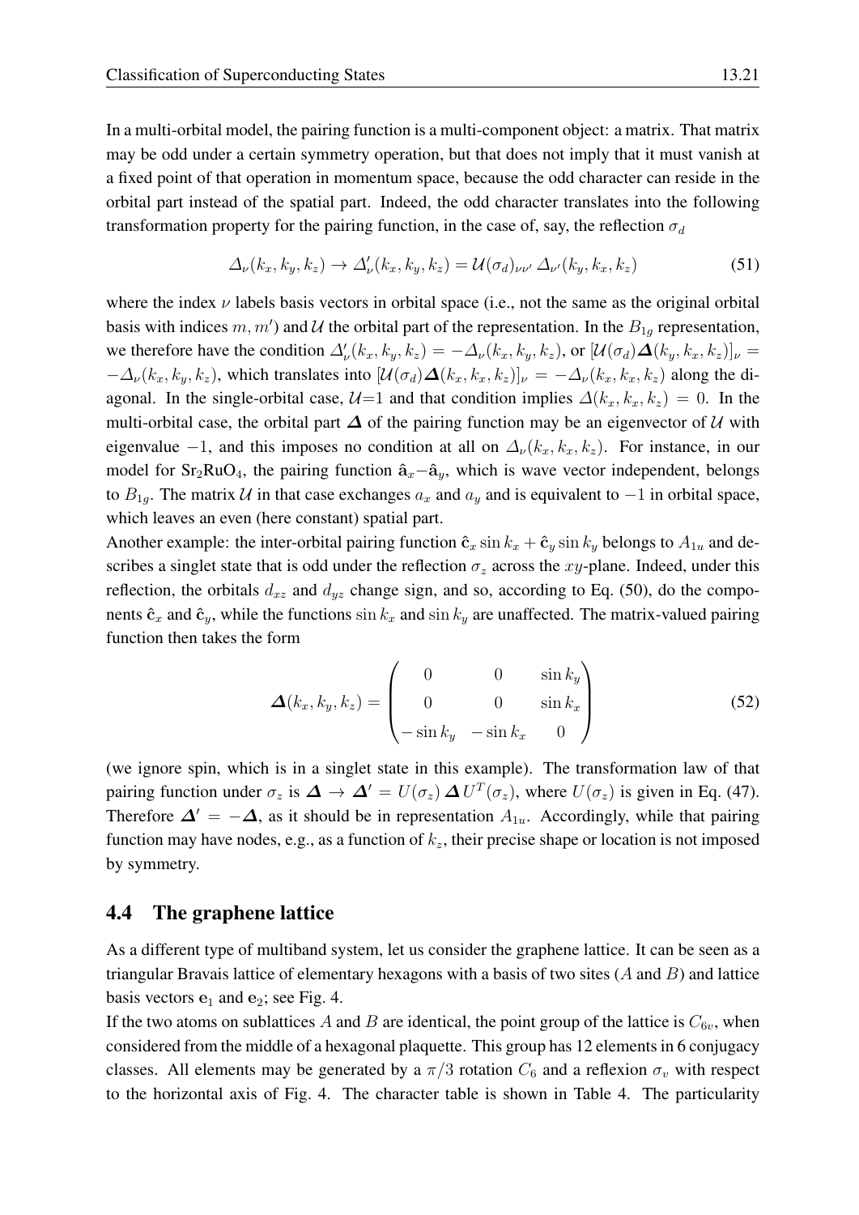In a multi-orbital model, the pairing function is a multi-component object: a matrix. That matrix may be odd under a certain symmetry operation, but that does not imply that it must vanish at a fixed point of that operation in momentum space, because the odd character can reside in the orbital part instead of the spatial part. Indeed, the odd character translates into the following transformation property for the pairing function, in the case of, say, the reflection $\sigma_d$

$$\Delta_\nu(k_x,k_y,k_z) \to \Delta'_\nu(k_x,k_y,k_z) = \mathcal{U}(\sigma_d)_{\nu\nu'}\,\Delta_{\nu'}(k_y,k_x,k_z) \tag{51}$$

where the index $\nu$ labels basis vectors in orbital space (i.e., not the same as the original orbital basis with indices $m, m'$) and $\mathcal{U}$ the orbital part of the representation. In the $B_{1g}$ representation, we therefore have the condition $\Delta'_\nu(k_x,k_y,k_z) = -\Delta_\nu(k_x,k_y,k_z)$, or $[\mathcal{U}(\sigma_d)\boldsymbol{\Delta}(k_y,k_x,k_z)]_\nu = -\Delta_\nu(k_x,k_y,k_z)$, which translates into $[\mathcal{U}(\sigma_d)\boldsymbol{\Delta}(k_x,k_x,k_z)]_\nu = -\Delta_\nu(k_x,k_x,k_z)$ along the diagonal. In the single-orbital case, $\mathcal{U}$=1 and that condition implies $\Delta(k_x,k_x,k_z) = 0$. In the multi-orbital case, the orbital part $\boldsymbol{\Delta}$ of the pairing function may be an eigenvector of $\mathcal{U}$ with eigenvalue $-1$, and this imposes no condition at all on $\Delta_\nu(k_x,k_x,k_z)$. For instance, in our model for $Sr_2RuO_4$, the pairing function $\hat{\mathbf{a}}_x - \hat{\mathbf{a}}_y$, which is wave vector independent, belongs to $B_{1g}$. The matrix $\mathcal{U}$ in that case exchanges $a_x$ and $a_y$ and is equivalent to $-1$ in orbital space, which leaves an even (here constant) spatial part.

Another example: the inter-orbital pairing function $\hat{\mathbf{c}}_x \sin k_x + \hat{\mathbf{c}}_y \sin k_y$ belongs to $A_{1u}$ and describes a singlet state that is odd under the reflection $\sigma_z$ across the $xy$-plane. Indeed, under this reflection, the orbitals $d_{xz}$ and $d_{yz}$ change sign, and so, according to Eq. (50), do the components $\hat{\mathbf{c}}_x$ and $\hat{\mathbf{c}}_y$, while the functions $\sin k_x$ and $\sin k_y$ are unaffected. The matrix-valued pairing function then takes the form

$$\boldsymbol{\Delta}(k_x,k_y,k_z) = \begin{pmatrix} 0 & 0 & \sin k_y \\ 0 & 0 & \sin k_x \\ -\sin k_y & -\sin k_x & 0 \end{pmatrix} \tag{52}$$

(we ignore spin, which is in a singlet state in this example). The transformation law of that pairing function under $\sigma_z$ is $\boldsymbol{\Delta} \to \boldsymbol{\Delta}' = U(\sigma_z)\,\boldsymbol{\Delta}\,U^T(\sigma_z)$, where $U(\sigma_z)$ is given in Eq. (47). Therefore $\boldsymbol{\Delta}' = -\boldsymbol{\Delta}$, as it should be in representation $A_{1u}$. Accordingly, while that pairing function may have nodes, e.g., as a function of $k_z$, their precise shape or location is not imposed by symmetry.

## 4.4 The graphene lattice

As a different type of multiband system, let us consider the graphene lattice. It can be seen as a triangular Bravais lattice of elementary hexagons with a basis of two sites ($A$ and $B$) and lattice basis vectors $\mathbf{e}_1$ and $\mathbf{e}_2$; see Fig. 4.

If the two atoms on sublattices $A$ and $B$ are identical, the point group of the lattice is $C_{6v}$, when considered from the middle of a hexagonal plaquette. This group has 12 elements in 6 conjugacy classes. All elements may be generated by a $\pi/3$ rotation $C_6$ and a reflexion $\sigma_v$ with respect to the horizontal axis of Fig. 4. The character table is shown in Table 4. The particularity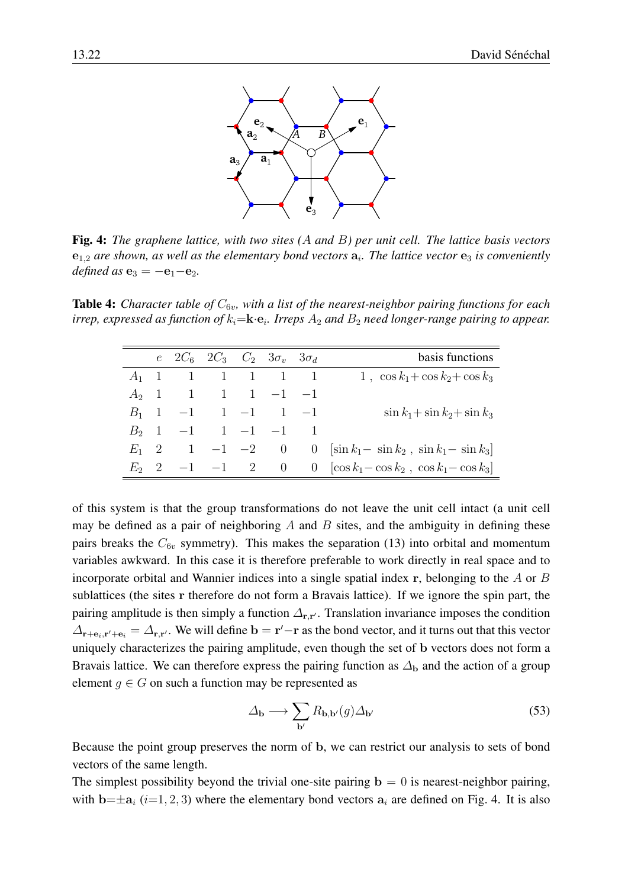**Fig. 4:** *The graphene lattice, with two sites ($A$ and $B$) per unit cell. The lattice basis vectors $\mathbf{e}_{1,2}$ are shown, as well as the elementary bond vectors $\mathbf{a}_i$. The lattice vector $\mathbf{e}_3$ is conveniently defined as $\mathbf{e}_3 = -\mathbf{e}_1 - \mathbf{e}_2$.*

**Table 4:** *Character table of $C_{6v}$, with a list of the nearest-neighbor pairing functions for each irrep, expressed as function of $k_i = \mathbf{k} \cdot \mathbf{e}_i$. Irreps $A_2$ and $B_2$ need longer-range pairing to appear.*

| | $e$ | $2C_6$ | $2C_3$ | $C_2$ | $3\sigma_v$ | $3\sigma_d$ | basis functions |
|---|---|---|---|---|---|---|---|
| $A_1$ | 1 | 1 | 1 | 1 | 1 | 1 | $1\ ,\ \cos k_1 + \cos k_2 + \cos k_3$ |
| $A_2$ | 1 | 1 | 1 | 1 | $-1$ | $-1$ | |
| $B_1$ | 1 | $-1$ | 1 | $-1$ | 1 | $-1$ | $\sin k_1 + \sin k_2 + \sin k_3$ |
| $B_2$ | 1 | $-1$ | 1 | $-1$ | $-1$ | 1 | |
| $E_1$ | 2 | 1 | $-1$ | $-2$ | 0 | 0 | $[\sin k_1 - \sin k_2\ ,\ \sin k_1 - \sin k_3]$ |
| $E_2$ | 2 | $-1$ | $-1$ | 2 | 0 | 0 | $[\cos k_1 - \cos k_2\ ,\ \cos k_1 - \cos k_3]$ |

of this system is that the group transformations do not leave the unit cell intact (a unit cell may be defined as a pair of neighboring $A$ and $B$ sites, and the ambiguity in defining these pairs breaks the $C_{6v}$ symmetry). This makes the separation (13) into orbital and momentum variables awkward. In this case it is therefore preferable to work directly in real space and to incorporate orbital and Wannier indices into a single spatial index $\mathbf{r}$, belonging to the $A$ or $B$ sublattices (the sites $\mathbf{r}$ therefore do not form a Bravais lattice). If we ignore the spin part, the pairing amplitude is then simply a function $\Delta_{\mathbf{r},\mathbf{r}'}$. Translation invariance imposes the condition $\Delta_{\mathbf{r}+\mathbf{e}_i,\mathbf{r}'+\mathbf{e}_i} = \Delta_{\mathbf{r},\mathbf{r}'}$. We will define $\mathbf{b} = \mathbf{r}' - \mathbf{r}$ as the bond vector, and it turns out that this vector uniquely characterizes the pairing amplitude, even though the set of $\mathbf{b}$ vectors does not form a Bravais lattice. We can therefore express the pairing function as $\Delta_{\mathbf{b}}$ and the action of a group element $g \in G$ on such a function may be represented as

$$\Delta_{\mathbf{b}} \longrightarrow \sum_{\mathbf{b}'} R_{\mathbf{b},\mathbf{b}'}(g) \Delta_{\mathbf{b}'} \tag{53}$$

Because the point group preserves the norm of $\mathbf{b}$, we can restrict our analysis to sets of bond vectors of the same length.

The simplest possibility beyond the trivial one-site pairing $\mathbf{b} = 0$ is nearest-neighbor pairing, with $\mathbf{b} = \pm\mathbf{a}_i$ ($i = 1, 2, 3$) where the elementary bond vectors $\mathbf{a}_i$ are defined on Fig. 4. It is also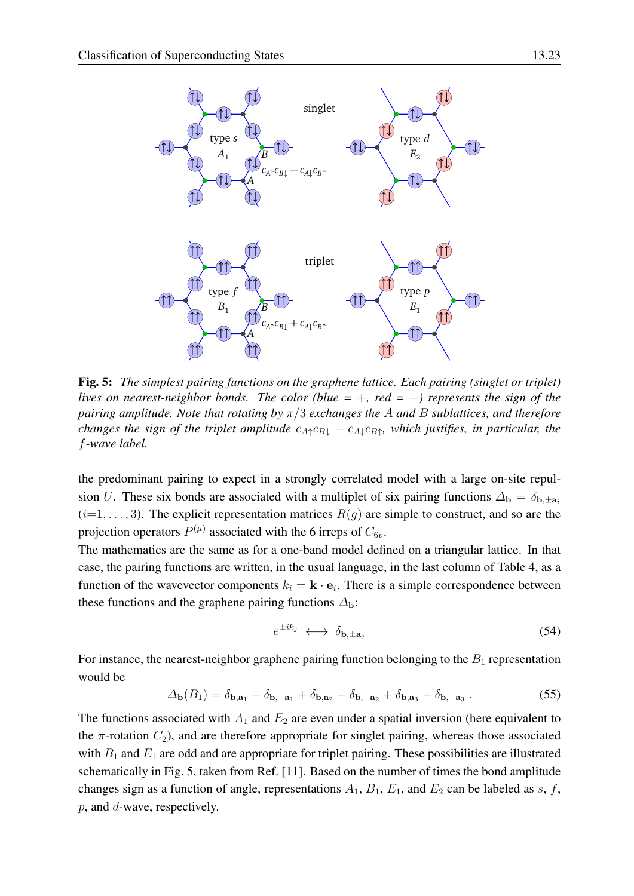**Fig. 5:** *The simplest pairing functions on the graphene lattice. Each pairing (singlet or triplet) lives on nearest-neighbor bonds. The color (blue = +, red = −) represents the sign of the pairing amplitude. Note that rotating by $\pi/3$ exchanges the $A$ and $B$ sublattices, and therefore changes the sign of the triplet amplitude $c_{A\uparrow}c_{B\downarrow} + c_{A\downarrow}c_{B\uparrow}$, which justifies, in particular, the $f$-wave label.*

the predominant pairing to expect in a strongly correlated model with a large on-site repulsion $U$. These six bonds are associated with a multiplet of six pairing functions $\varDelta_{\mathbf{b}} = \delta_{\mathbf{b},\pm\mathbf{a}_i}$ ($i$=1,...,3). The explicit representation matrices $R(g)$ are simple to construct, and so are the projection operators $P^{(\mu)}$ associated with the 6 irreps of $C_{6v}$.

The mathematics are the same as for a one-band model defined on a triangular lattice. In that case, the pairing functions are written, in the usual language, in the last column of Table 4, as a function of the wavevector components $k_i = \mathbf{k}\cdot\mathbf{e}_i$. There is a simple correspondence between these functions and the graphene pairing functions $\varDelta_{\mathbf{b}}$:

$$e^{\pm ik_j} \longleftrightarrow \delta_{\mathbf{b},\pm\mathbf{a}_j} \tag{54}$$

For instance, the nearest-neighbor graphene pairing function belonging to the $B_1$ representation would be

$$\varDelta_{\mathbf{b}}(B_1) = \delta_{\mathbf{b},\mathbf{a}_1} - \delta_{\mathbf{b},-\mathbf{a}_1} + \delta_{\mathbf{b},\mathbf{a}_2} - \delta_{\mathbf{b},-\mathbf{a}_2} + \delta_{\mathbf{b},\mathbf{a}_3} - \delta_{\mathbf{b},-\mathbf{a}_3}\,. \tag{55}$$

The functions associated with $A_1$ and $E_2$ are even under a spatial inversion (here equivalent to the $\pi$-rotation $C_2$), and are therefore appropriate for singlet pairing, whereas those associated with $B_1$ and $E_1$ are odd and are appropriate for triplet pairing. These possibilities are illustrated schematically in Fig. 5, taken from Ref. [11]. Based on the number of times the bond amplitude changes sign as a function of angle, representations $A_1$, $B_1$, $E_1$, and $E_2$ can be labeled as $s$, $f$, $p$, and $d$-wave, respectively.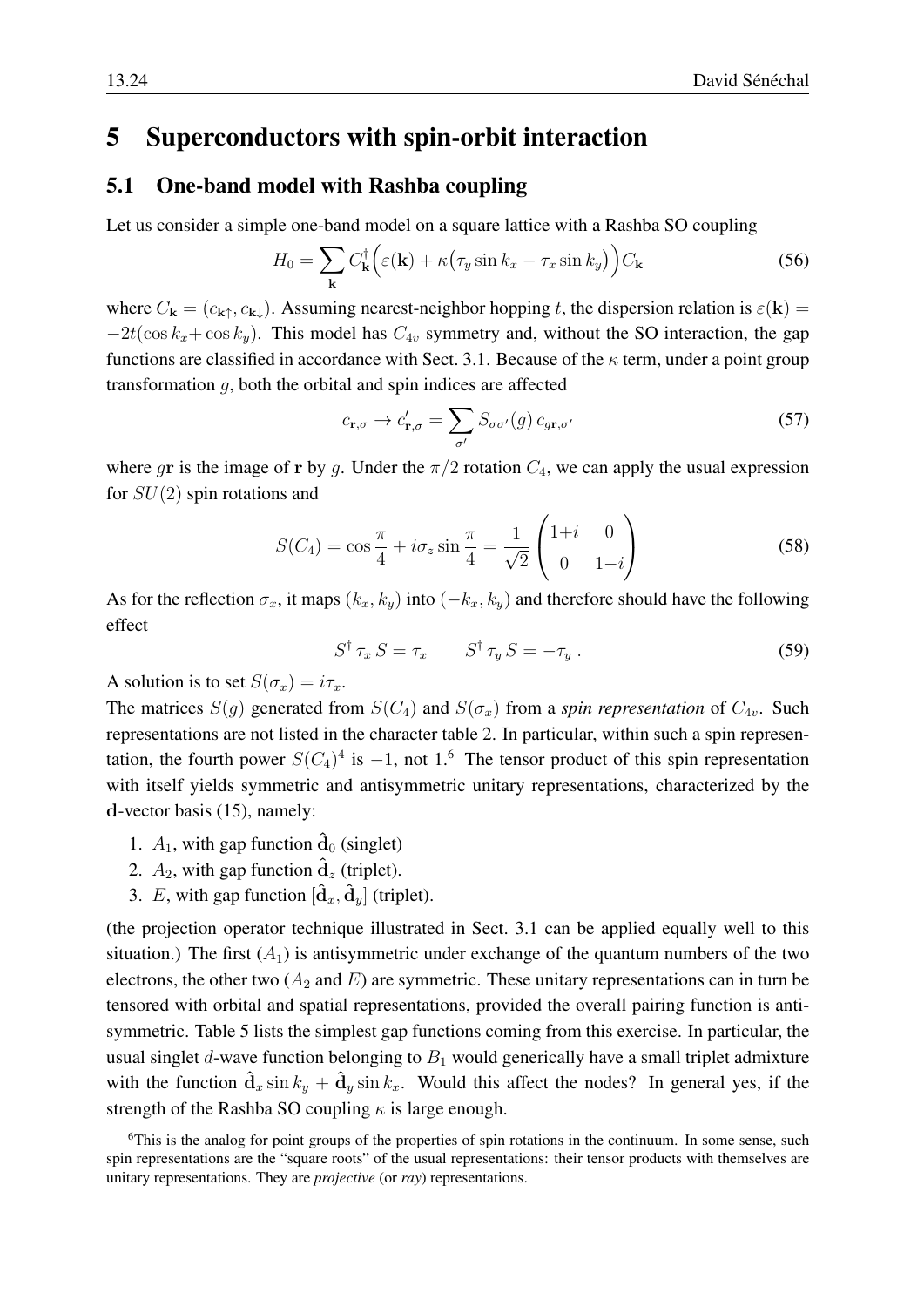# 5 Superconductors with spin-orbit interaction

## 5.1 One-band model with Rashba coupling

Let us consider a simple one-band model on a square lattice with a Rashba SO coupling

$$H_0 = \sum_{\mathbf{k}} C_{\mathbf{k}}^\dagger \Big(\varepsilon(\mathbf{k}) + \kappa\big(\tau_y \sin k_x - \tau_x \sin k_y\big)\Big) C_{\mathbf{k}} \tag{56}$$

where $C_{\mathbf{k}} = (c_{\mathbf{k}\uparrow}, c_{\mathbf{k}\downarrow})$. Assuming nearest-neighbor hopping $t$, the dispersion relation is $\varepsilon(\mathbf{k}) = -2t(\cos k_x + \cos k_y)$. This model has $C_{4v}$ symmetry and, without the SO interaction, the gap functions are classified in accordance with Sect. 3.1. Because of the $\kappa$ term, under a point group transformation $g$, both the orbital and spin indices are affected

$$c_{\mathbf{r},\sigma} \to c'_{\mathbf{r},\sigma} = \sum_{\sigma'} S_{\sigma\sigma'}(g)\, c_{g\mathbf{r},\sigma'} \tag{57}$$

where $g\mathbf{r}$ is the image of $\mathbf{r}$ by $g$. Under the $\pi/2$ rotation $C_4$, we can apply the usual expression for $SU(2)$ spin rotations and

$$S(C_4) = \cos\frac{\pi}{4} + i\sigma_z \sin\frac{\pi}{4} = \frac{1}{\sqrt{2}}\begin{pmatrix} 1+i & 0 \\ 0 & 1-i \end{pmatrix} \tag{58}$$

As for the reflection $\sigma_x$, it maps $(k_x, k_y)$ into $(-k_x, k_y)$ and therefore should have the following effect

$$S^\dagger\, \tau_x\, S = \tau_x \qquad S^\dagger\, \tau_y\, S = -\tau_y\ . \tag{59}$$

A solution is to set $S(\sigma_x) = i\tau_x$.

The matrices $S(g)$ generated from $S(C_4)$ and $S(\sigma_x)$ from a *spin representation* of $C_{4v}$. Such representations are not listed in the character table 2. In particular, within such a spin representation, the fourth power $S(C_4)^4$ is $-1$, not 1.[6] The tensor product of this spin representation with itself yields symmetric and antisymmetric unitary representations, characterized by the $\mathbf{d}$-vector basis (15), namely:

1. $A_1$, with gap function $\hat{\mathbf{d}}_0$ (singlet)
2. $A_2$, with gap function $\hat{\mathbf{d}}_z$ (triplet).
3. $E$, with gap function $[\hat{\mathbf{d}}_x, \hat{\mathbf{d}}_y]$ (triplet).

(the projection operator technique illustrated in Sect. 3.1 can be applied equally well to this situation.) The first ($A_1$) is antisymmetric under exchange of the quantum numbers of the two electrons, the other two ($A_2$ and $E$) are symmetric. These unitary representations can in turn be tensored with orbital and spatial representations, provided the overall pairing function is antisymmetric. Table 5 lists the simplest gap functions coming from this exercise. In particular, the usual singlet $d$-wave function belonging to $B_1$ would generically have a small triplet admixture with the function $\hat{\mathbf{d}}_x \sin k_y + \hat{\mathbf{d}}_y \sin k_x$. Would this affect the nodes? In general yes, if the strength of the Rashba SO coupling $\kappa$ is large enough.

[6] This is the analog for point groups of the properties of spin rotations in the continuum. In some sense, such spin representations are the "square roots" of the usual representations: their tensor products with themselves are unitary representations. They are *projective* (or *ray*) representations.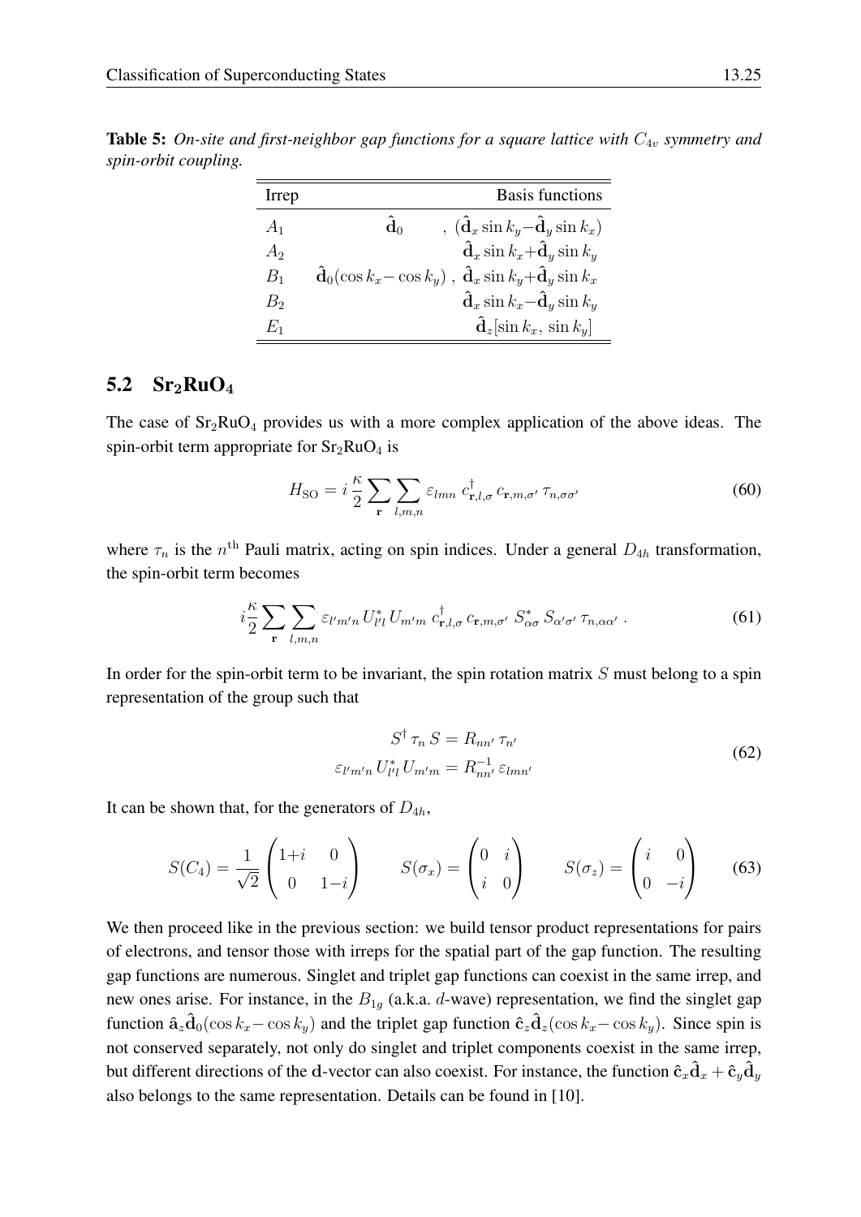**Table 5:** *On-site and first-neighbor gap functions for a square lattice with $C_{4v}$ symmetry and spin-orbit coupling.*

| Irrep | Basis functions |
|---|---|
| $A_1$ | $\hat{\mathbf{d}}_0$ , $(\hat{\mathbf{d}}_x \sin k_y - \hat{\mathbf{d}}_y \sin k_x)$ |
| $A_2$ | $\hat{\mathbf{d}}_x \sin k_x + \hat{\mathbf{d}}_y \sin k_y$ |
| $B_1$ | $\hat{\mathbf{d}}_0(\cos k_x - \cos k_y)$ , $\hat{\mathbf{d}}_x \sin k_y + \hat{\mathbf{d}}_y \sin k_x$ |
| $B_2$ | $\hat{\mathbf{d}}_x \sin k_x - \hat{\mathbf{d}}_y \sin k_y$ |
| $E_1$ | $\hat{\mathbf{d}}_z [\sin k_x,\ \sin k_y]$ |

## 5.2 $Sr_2RuO_4$

The case of $Sr_2RuO_4$ provides us with a more complex application of the above ideas. The spin-orbit term appropriate for $Sr_2RuO_4$ is

$$H_{\text{SO}} = i\,\frac{\kappa}{2} \sum_{\mathbf{r}} \sum_{l,m,n} \varepsilon_{lmn}\; c^\dagger_{\mathbf{r},l,\sigma}\, c_{\mathbf{r},m,\sigma'}\, \tau_{n,\sigma\sigma'} \tag{60}$$

where $\tau_n$ is the $n^{\text{th}}$ Pauli matrix, acting on spin indices. Under a general $D_{4h}$ transformation, the spin-orbit term becomes

$$i\frac{\kappa}{2} \sum_{\mathbf{r}} \sum_{l,m,n} \varepsilon_{l'm'n}\, U^*_{l'l}\, U_{m'm}\; c^\dagger_{\mathbf{r},l,\sigma}\, c_{\mathbf{r},m,\sigma'}\; S^*_{\alpha\sigma}\, S_{\alpha'\sigma'}\, \tau_{n,\alpha\alpha'}\ . \tag{61}$$

In order for the spin-orbit term to be invariant, the spin rotation matrix $S$ must belong to a spin representation of the group such that

$$\begin{aligned} S^\dagger\, \tau_n\, S &= R_{nn'}\, \tau_{n'} \\ \varepsilon_{l'm'n}\, U^*_{l'l}\, U_{m'm} &= R^{-1}_{nn'}\, \varepsilon_{lmn'} \end{aligned} \tag{62}$$

It can be shown that, for the generators of $D_{4h}$,

$$S(C_4) = \frac{1}{\sqrt{2}} \begin{pmatrix} 1+i & 0 \\ 0 & 1-i \end{pmatrix} \qquad S(\sigma_x) = \begin{pmatrix} 0 & i \\ i & 0 \end{pmatrix} \qquad S(\sigma_z) = \begin{pmatrix} i & 0 \\ 0 & -i \end{pmatrix} \tag{63}$$

We then proceed like in the previous section: we build tensor product representations for pairs of electrons, and tensor those with irreps for the spatial part of the gap function. The resulting gap functions are numerous. Singlet and triplet gap functions can coexist in the same irrep, and new ones arise. For instance, in the $B_{1g}$ (a.k.a. $d$-wave) representation, we find the singlet gap function $\hat{\mathbf{a}}_z \hat{\mathbf{d}}_0(\cos k_x - \cos k_y)$ and the triplet gap function $\hat{\mathbf{c}}_z \hat{\mathbf{d}}_z(\cos k_x - \cos k_y)$. Since spin is not conserved separately, not only do singlet and triplet components coexist in the same irrep, but different directions of the $\mathbf{d}$-vector can also coexist. For instance, the function $\hat{\mathbf{c}}_x \hat{\mathbf{d}}_x + \hat{\mathbf{c}}_y \hat{\mathbf{d}}_y$ also belongs to the same representation. Details can be found in [10].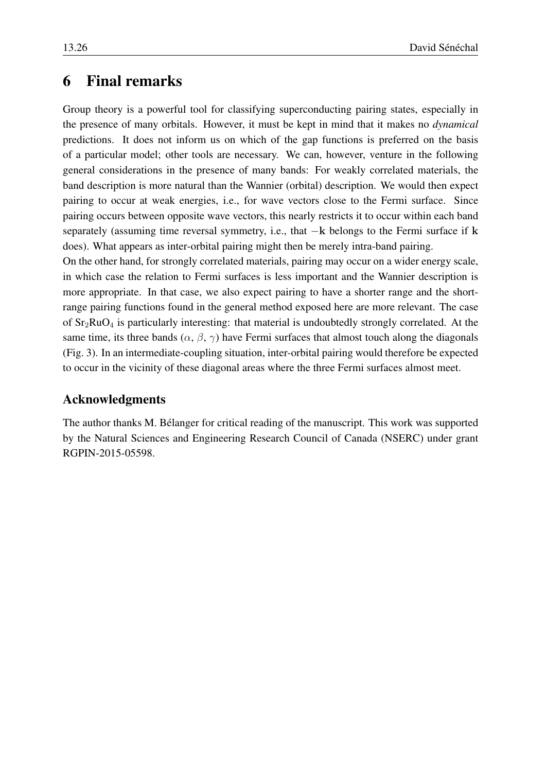# 6 Final remarks

Group theory is a powerful tool for classifying superconducting pairing states, especially in the presence of many orbitals. However, it must be kept in mind that it makes no *dynamical* predictions. It does not inform us on which of the gap functions is preferred on the basis of a particular model; other tools are necessary. We can, however, venture in the following general considerations in the presence of many bands: For weakly correlated materials, the band description is more natural than the Wannier (orbital) description. We would then expect pairing to occur at weak energies, i.e., for wave vectors close to the Fermi surface. Since pairing occurs between opposite wave vectors, this nearly restricts it to occur within each band separately (assuming time reversal symmetry, i.e., that $-\mathbf{k}$ belongs to the Fermi surface if $\mathbf{k}$ does). What appears as inter-orbital pairing might then be merely intra-band pairing.

On the other hand, for strongly correlated materials, pairing may occur on a wider energy scale, in which case the relation to Fermi surfaces is less important and the Wannier description is more appropriate. In that case, we also expect pairing to have a shorter range and the short-range pairing functions found in the general method exposed here are more relevant. The case of $Sr_2RuO_4$ is particularly interesting: that material is undoubtedly strongly correlated. At the same time, its three bands ($\alpha$, $\beta$, $\gamma$) have Fermi surfaces that almost touch along the diagonals (Fig. 3). In an intermediate-coupling situation, inter-orbital pairing would therefore be expected to occur in the vicinity of these diagonal areas where the three Fermi surfaces almost meet.

## Acknowledgments

The author thanks M. Bélanger for critical reading of the manuscript. This work was supported by the Natural Sciences and Engineering Research Council of Canada (NSERC) under grant RGPIN-2015-05598.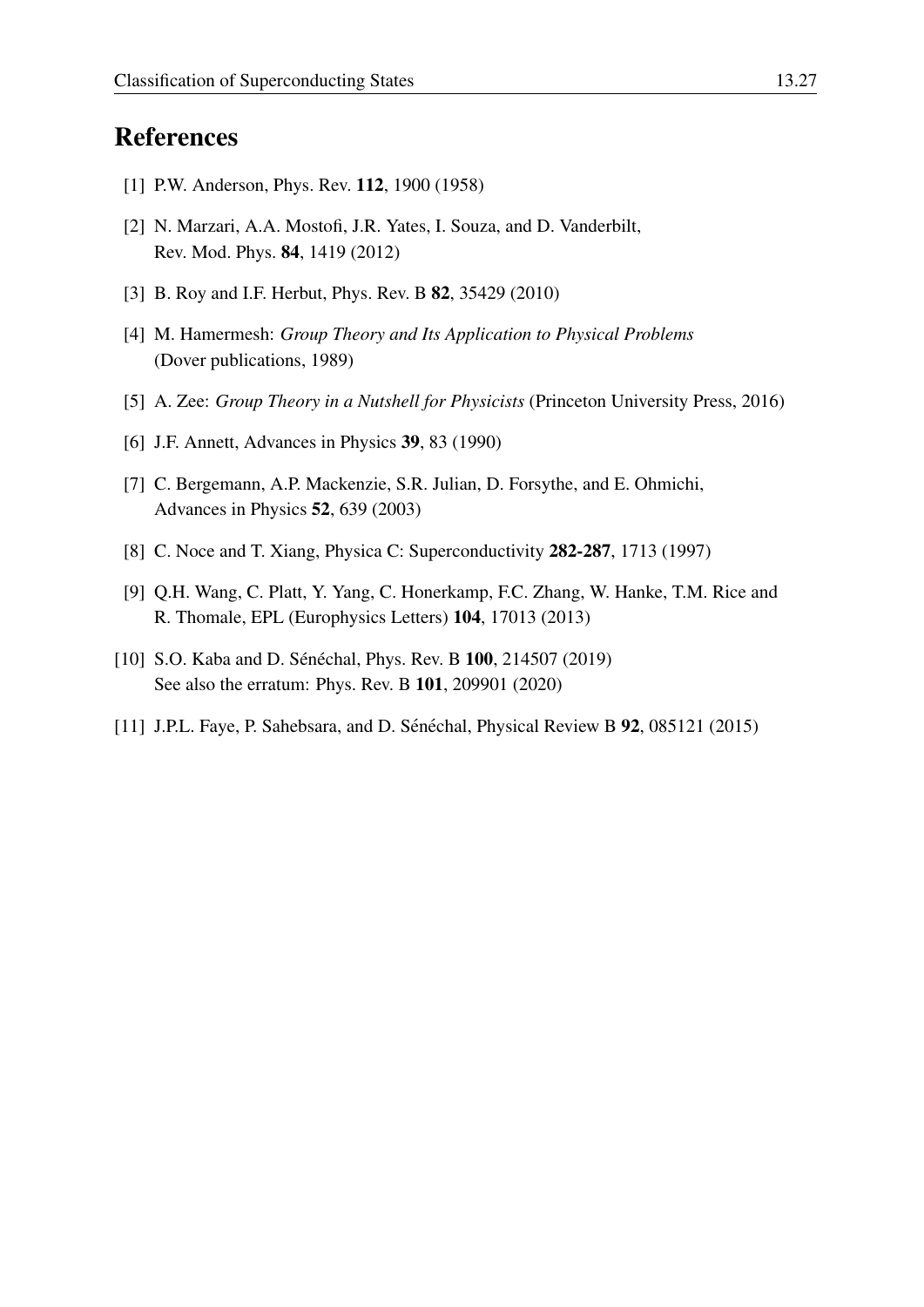# References

[1] P.W. Anderson, Phys. Rev. **112**, 1900 (1958)

[2] N. Marzari, A.A. Mostofi, J.R. Yates, I. Souza, and D. Vanderbilt, Rev. Mod. Phys. **84**, 1419 (2012)

[3] B. Roy and I.F. Herbut, Phys. Rev. B **82**, 35429 (2010)

[4] M. Hamermesh: *Group Theory and Its Application to Physical Problems* (Dover publications, 1989)

[5] A. Zee: *Group Theory in a Nutshell for Physicists* (Princeton University Press, 2016)

[6] J.F. Annett, Advances in Physics **39**, 83 (1990)

[7] C. Bergemann, A.P. Mackenzie, S.R. Julian, D. Forsythe, and E. Ohmichi, Advances in Physics **52**, 639 (2003)

[8] C. Noce and T. Xiang, Physica C: Superconductivity **282-287**, 1713 (1997)

[9] Q.H. Wang, C. Platt, Y. Yang, C. Honerkamp, F.C. Zhang, W. Hanke, T.M. Rice and R. Thomale, EPL (Europhysics Letters) **104**, 17013 (2013)

[10] S.O. Kaba and D. Sénéchal, Phys. Rev. B **100**, 214507 (2019) See also the erratum: Phys. Rev. B **101**, 209901 (2020)

[11] J.P.L. Faye, P. Sahebsara, and D. Sénéchal, Physical Review B **92**, 085121 (2015)